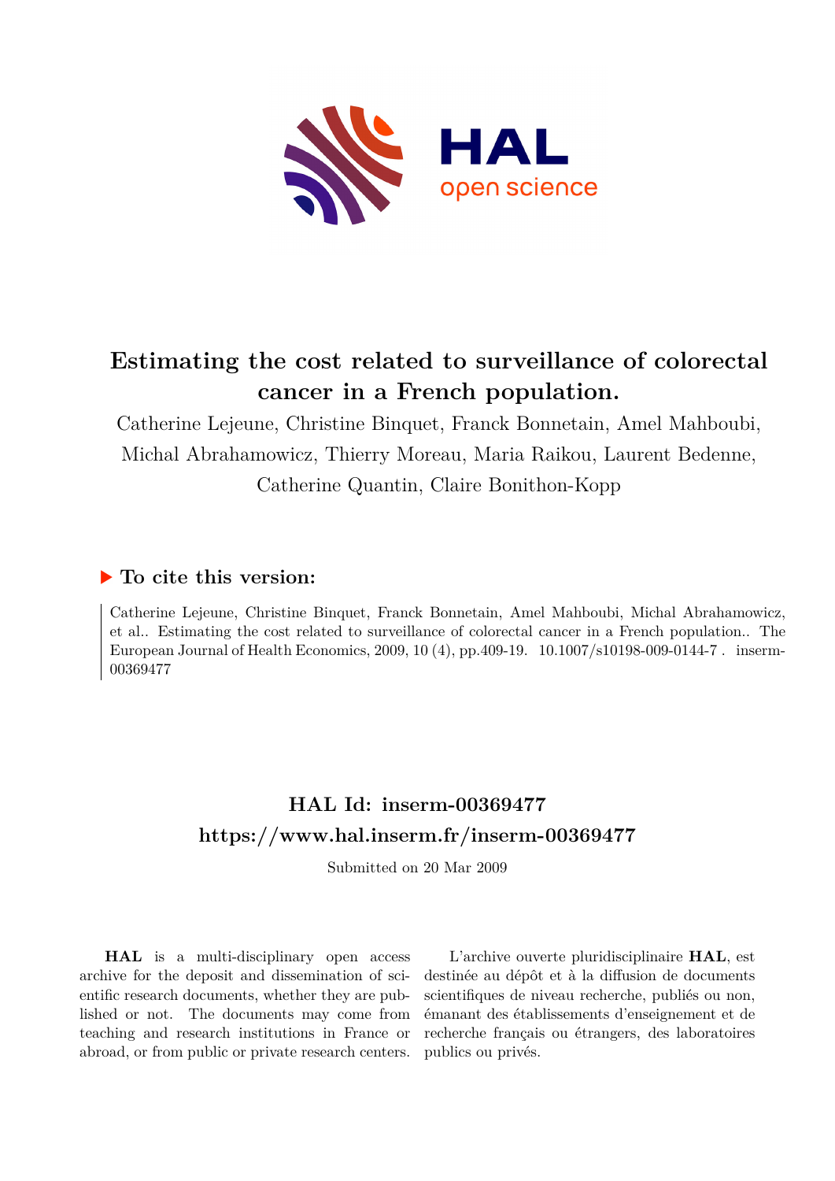# Estimating the cost related to surveillance of colorectal cancer in a French population.

Catherine Lejeune, Christine Binquet, Franck Bonnetain, Amel Mahboubi, Michal Abrahamowicz, Thierry Moreau, Maria Raikou, Laurent Bedenne, Catherine Quantin, Claire Bonithon-Kopp

## ▶ To cite this version:

Catherine Lejeune, Christine Binquet, Franck Bonnetain, Amel Mahboubi, Michal Abrahamowicz, et al.. Estimating the cost related to surveillance of colorectal cancer in a French population.. The European Journal of Health Economics, 2009, 10 (4), pp.409-19. 10.1007/s10198-009-0144-7 . inserm-00369477

## HAL Id: inserm-00369477
## https://www.hal.inserm.fr/inserm-00369477

Submitted on 20 Mar 2009

**HAL** is a multi-disciplinary open access archive for the deposit and dissemination of scientific research documents, whether they are published or not. The documents may come from teaching and research institutions in France or abroad, or from public or private research centers.

L'archive ouverte pluridisciplinaire **HAL**, est destinée au dépôt et à la diffusion de documents scientifiques de niveau recherche, publiés ou non, émanant des établissements d'enseignement et de recherche français ou étrangers, des laboratoires publics ou privés.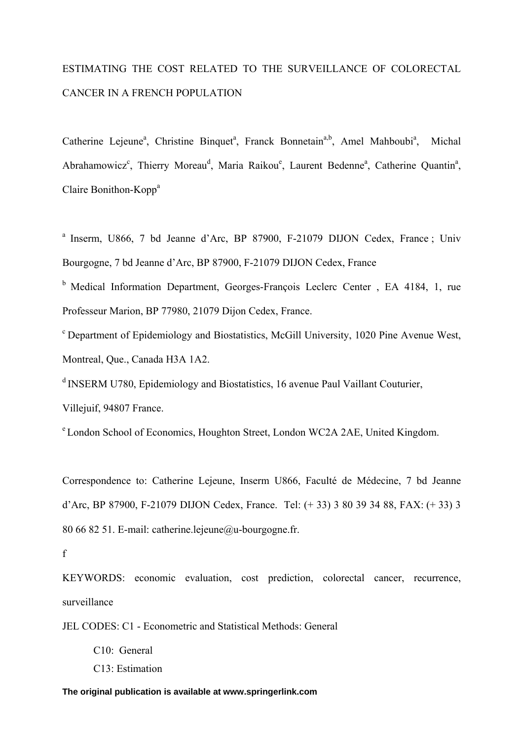ESTIMATING THE COST RELATED TO THE SURVEILLANCE OF COLORECTAL CANCER IN A FRENCH POPULATION

Catherine Lejeune[a], Christine Binquet[a], Franck Bonnetain[a,b], Amel Mahboubi[a], Michal Abrahamowicz[c], Thierry Moreau[d], Maria Raikou[e], Laurent Bedenne[a], Catherine Quantin[a], Claire Bonithon-Kopp[a]

[a] Inserm, U866, 7 bd Jeanne d'Arc, BP 87900, F-21079 DIJON Cedex, France ; Univ Bourgogne, 7 bd Jeanne d'Arc, BP 87900, F-21079 DIJON Cedex, France

[b] Medical Information Department, Georges-François Leclerc Center , EA 4184, 1, rue Professeur Marion, BP 77980, 21079 Dijon Cedex, France.

[c] Department of Epidemiology and Biostatistics, McGill University, 1020 Pine Avenue West, Montreal, Que., Canada H3A 1A2.

[d] INSERM U780, Epidemiology and Biostatistics, 16 avenue Paul Vaillant Couturier, Villejuif, 94807 France.

[e] London School of Economics, Houghton Street, London WC2A 2AE, United Kingdom.

Correspondence to: Catherine Lejeune, Inserm U866, Faculté de Médecine, 7 bd Jeanne d'Arc, BP 87900, F-21079 DIJON Cedex, France. Tel: (+ 33) 3 80 39 34 88, FAX: (+ 33) 3 80 66 82 51. E-mail: catherine.lejeune@u-bourgogne.fr.

f

KEYWORDS: economic evaluation, cost prediction, colorectal cancer, recurrence, surveillance

JEL CODES: C1 - Econometric and Statistical Methods: General

- C10: General
- C13: Estimation

**The original publication is available at www.springerlink.com**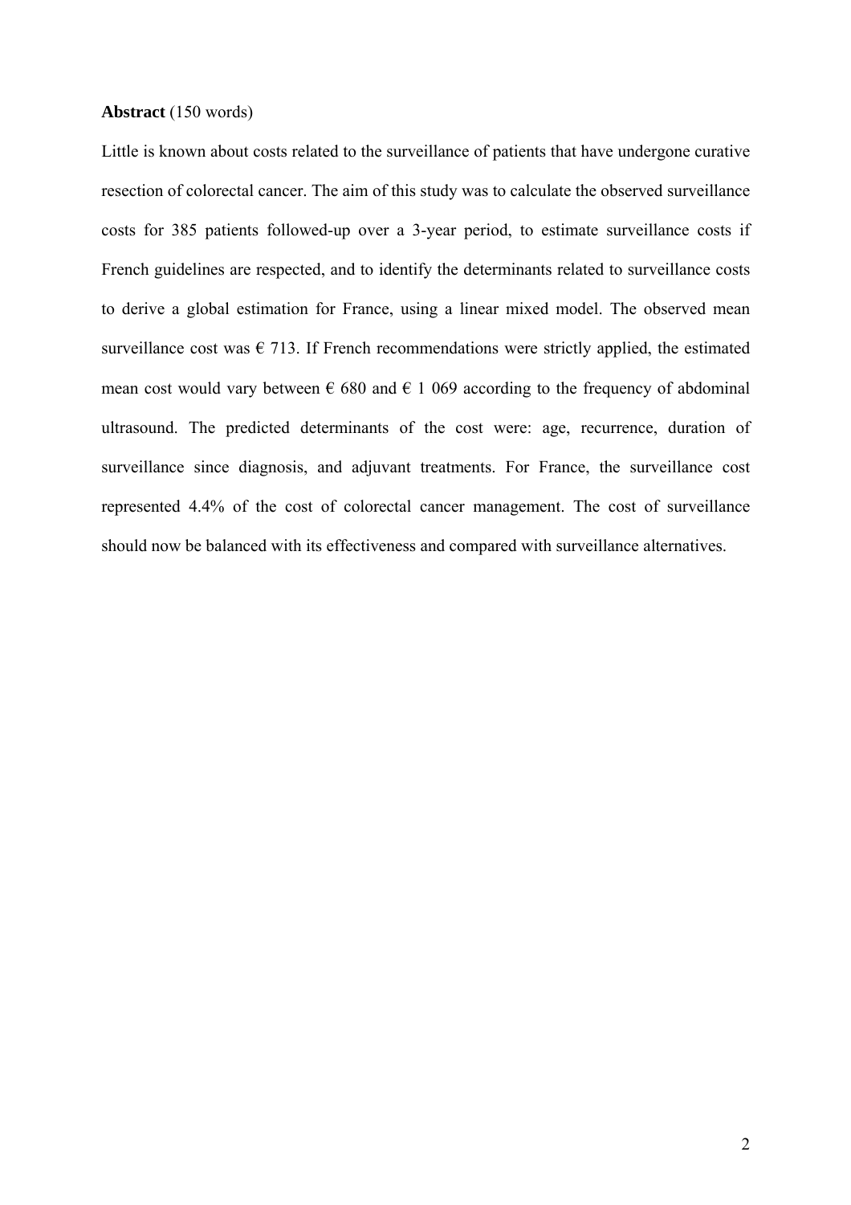**Abstract** (150 words)

Little is known about costs related to the surveillance of patients that have undergone curative resection of colorectal cancer. The aim of this study was to calculate the observed surveillance costs for 385 patients followed-up over a 3-year period, to estimate surveillance costs if French guidelines are respected, and to identify the determinants related to surveillance costs to derive a global estimation for France, using a linear mixed model. The observed mean surveillance cost was € 713. If French recommendations were strictly applied, the estimated mean cost would vary between € 680 and € 1 069 according to the frequency of abdominal ultrasound. The predicted determinants of the cost were: age, recurrence, duration of surveillance since diagnosis, and adjuvant treatments. For France, the surveillance cost represented 4.4% of the cost of colorectal cancer management. The cost of surveillance should now be balanced with its effectiveness and compared with surveillance alternatives.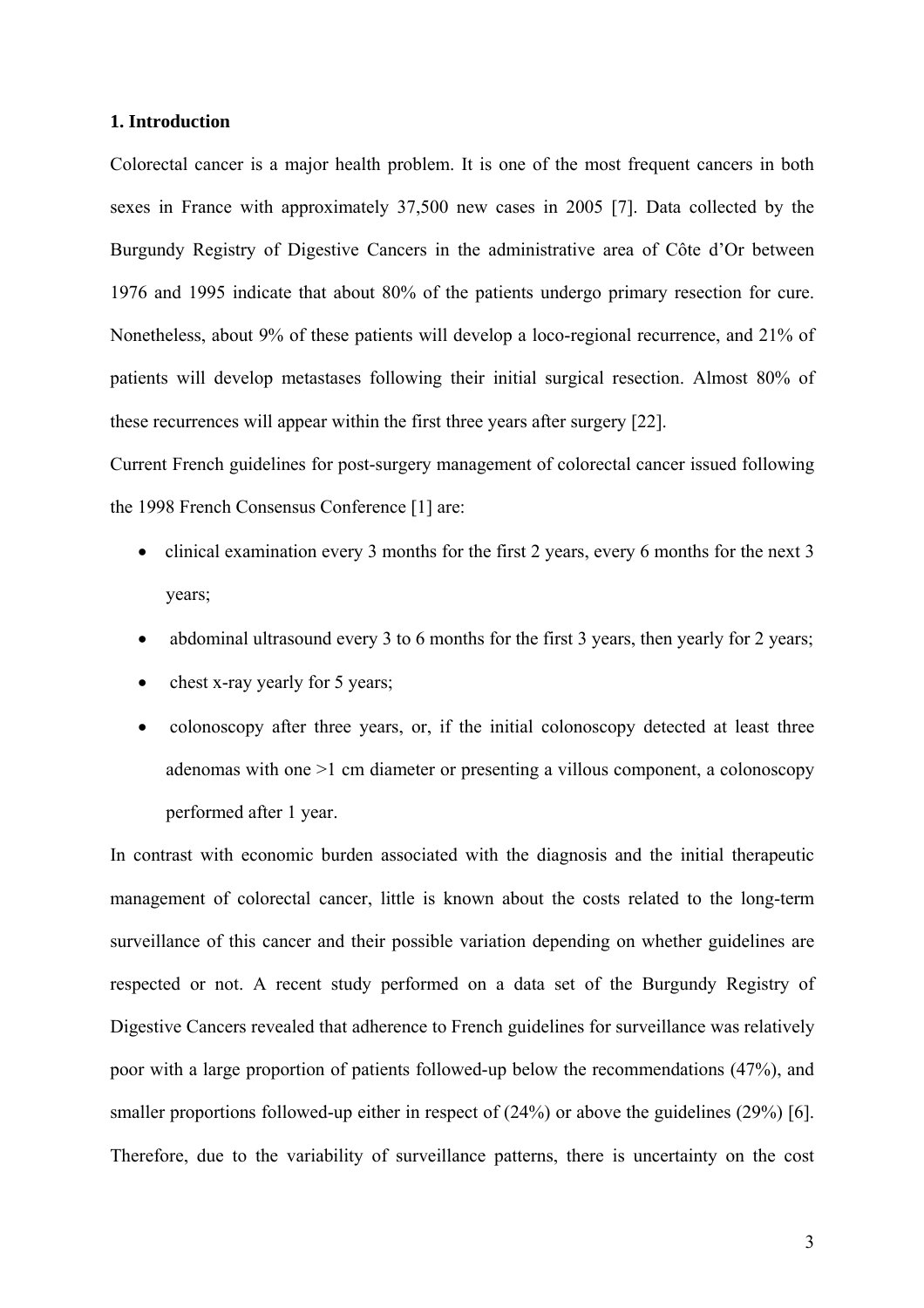## 1. Introduction

Colorectal cancer is a major health problem. It is one of the most frequent cancers in both sexes in France with approximately 37,500 new cases in 2005 [7]. Data collected by the Burgundy Registry of Digestive Cancers in the administrative area of Côte d'Or between 1976 and 1995 indicate that about 80% of the patients undergo primary resection for cure. Nonetheless, about 9% of these patients will develop a loco-regional recurrence, and 21% of patients will develop metastases following their initial surgical resection. Almost 80% of these recurrences will appear within the first three years after surgery [22].

Current French guidelines for post-surgery management of colorectal cancer issued following the 1998 French Consensus Conference [1] are:

- clinical examination every 3 months for the first 2 years, every 6 months for the next 3 years;
- abdominal ultrasound every 3 to 6 months for the first 3 years, then yearly for 2 years;
- chest x-ray yearly for 5 years;
- colonoscopy after three years, or, if the initial colonoscopy detected at least three adenomas with one >1 cm diameter or presenting a villous component, a colonoscopy performed after 1 year.

In contrast with economic burden associated with the diagnosis and the initial therapeutic management of colorectal cancer, little is known about the costs related to the long-term surveillance of this cancer and their possible variation depending on whether guidelines are respected or not. A recent study performed on a data set of the Burgundy Registry of Digestive Cancers revealed that adherence to French guidelines for surveillance was relatively poor with a large proportion of patients followed-up below the recommendations (47%), and smaller proportions followed-up either in respect of (24%) or above the guidelines (29%) [6]. Therefore, due to the variability of surveillance patterns, there is uncertainty on the cost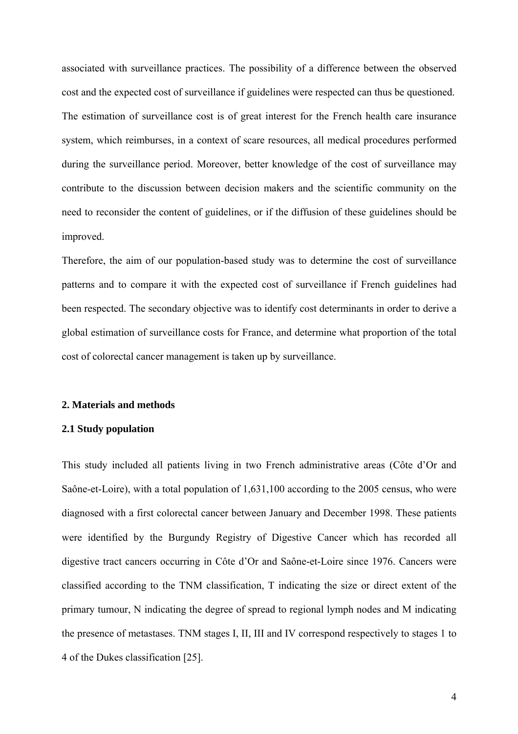associated with surveillance practices. The possibility of a difference between the observed cost and the expected cost of surveillance if guidelines were respected can thus be questioned. The estimation of surveillance cost is of great interest for the French health care insurance system, which reimburses, in a context of scare resources, all medical procedures performed during the surveillance period. Moreover, better knowledge of the cost of surveillance may contribute to the discussion between decision makers and the scientific community on the need to reconsider the content of guidelines, or if the diffusion of these guidelines should be improved.

Therefore, the aim of our population-based study was to determine the cost of surveillance patterns and to compare it with the expected cost of surveillance if French guidelines had been respected. The secondary objective was to identify cost determinants in order to derive a global estimation of surveillance costs for France, and determine what proportion of the total cost of colorectal cancer management is taken up by surveillance.

## 2. Materials and methods

### 2.1 Study population

This study included all patients living in two French administrative areas (Côte d'Or and Saône-et-Loire), with a total population of 1,631,100 according to the 2005 census, who were diagnosed with a first colorectal cancer between January and December 1998. These patients were identified by the Burgundy Registry of Digestive Cancer which has recorded all digestive tract cancers occurring in Côte d'Or and Saône-et-Loire since 1976. Cancers were classified according to the TNM classification, T indicating the size or direct extent of the primary tumour, N indicating the degree of spread to regional lymph nodes and M indicating the presence of metastases. TNM stages I, II, III and IV correspond respectively to stages 1 to 4 of the Dukes classification [25].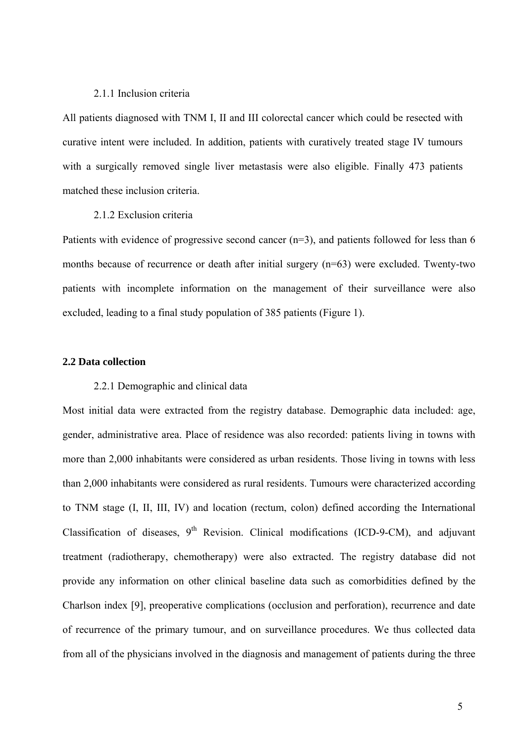#### 2.1.1 Inclusion criteria

All patients diagnosed with TNM I, II and III colorectal cancer which could be resected with curative intent were included. In addition, patients with curatively treated stage IV tumours with a surgically removed single liver metastasis were also eligible. Finally 473 patients matched these inclusion criteria.

#### 2.1.2 Exclusion criteria

Patients with evidence of progressive second cancer (n=3), and patients followed for less than 6 months because of recurrence or death after initial surgery (n=63) were excluded. Twenty-two patients with incomplete information on the management of their surveillance were also excluded, leading to a final study population of 385 patients (Figure 1).

### 2.2 Data collection

#### 2.2.1 Demographic and clinical data

Most initial data were extracted from the registry database. Demographic data included: age, gender, administrative area. Place of residence was also recorded: patients living in towns with more than 2,000 inhabitants were considered as urban residents. Those living in towns with less than 2,000 inhabitants were considered as rural residents. Tumours were characterized according to TNM stage (I, II, III, IV) and location (rectum, colon) defined according the International Classification of diseases, 9th Revision. Clinical modifications (ICD-9-CM), and adjuvant treatment (radiotherapy, chemotherapy) were also extracted. The registry database did not provide any information on other clinical baseline data such as comorbidities defined by the Charlson index [9], preoperative complications (occlusion and perforation), recurrence and date of recurrence of the primary tumour, and on surveillance procedures. We thus collected data from all of the physicians involved in the diagnosis and management of patients during the three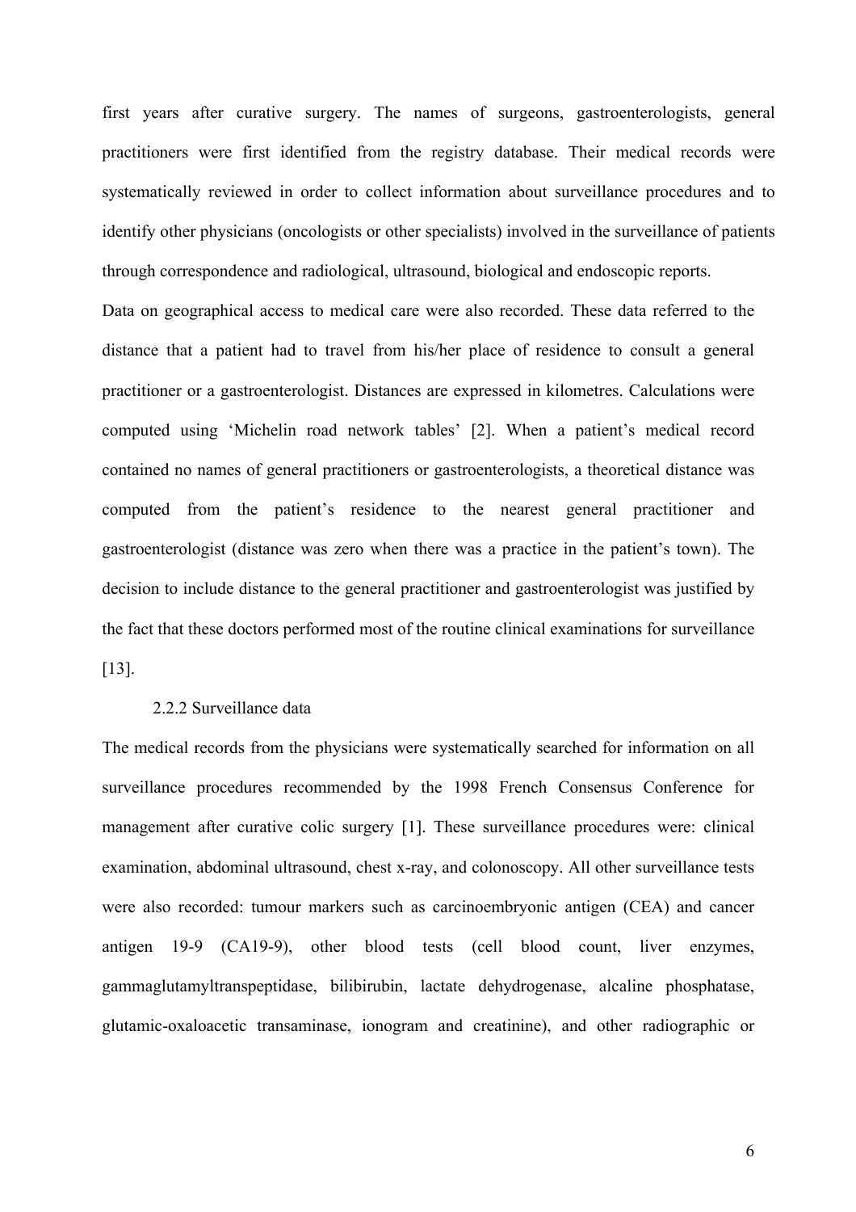first years after curative surgery. The names of surgeons, gastroenterologists, general practitioners were first identified from the registry database. Their medical records were systematically reviewed in order to collect information about surveillance procedures and to identify other physicians (oncologists or other specialists) involved in the surveillance of patients through correspondence and radiological, ultrasound, biological and endoscopic reports.

Data on geographical access to medical care were also recorded. These data referred to the distance that a patient had to travel from his/her place of residence to consult a general practitioner or a gastroenterologist. Distances are expressed in kilometres. Calculations were computed using 'Michelin road network tables' [2]. When a patient's medical record contained no names of general practitioners or gastroenterologists, a theoretical distance was computed from the patient's residence to the nearest general practitioner and gastroenterologist (distance was zero when there was a practice in the patient's town). The decision to include distance to the general practitioner and gastroenterologist was justified by the fact that these doctors performed most of the routine clinical examinations for surveillance [13].

### 2.2.2 Surveillance data

The medical records from the physicians were systematically searched for information on all surveillance procedures recommended by the 1998 French Consensus Conference for management after curative colic surgery [1]. These surveillance procedures were: clinical examination, abdominal ultrasound, chest x-ray, and colonoscopy. All other surveillance tests were also recorded: tumour markers such as carcinoembryonic antigen (CEA) and cancer antigen 19-9 (CA19-9), other blood tests (cell blood count, liver enzymes, gammaglutamyltranspeptidase, bilibirubin, lactate dehydrogenase, alcaline phosphatase, glutamic-oxaloacetic transaminase, ionogram and creatinine), and other radiographic or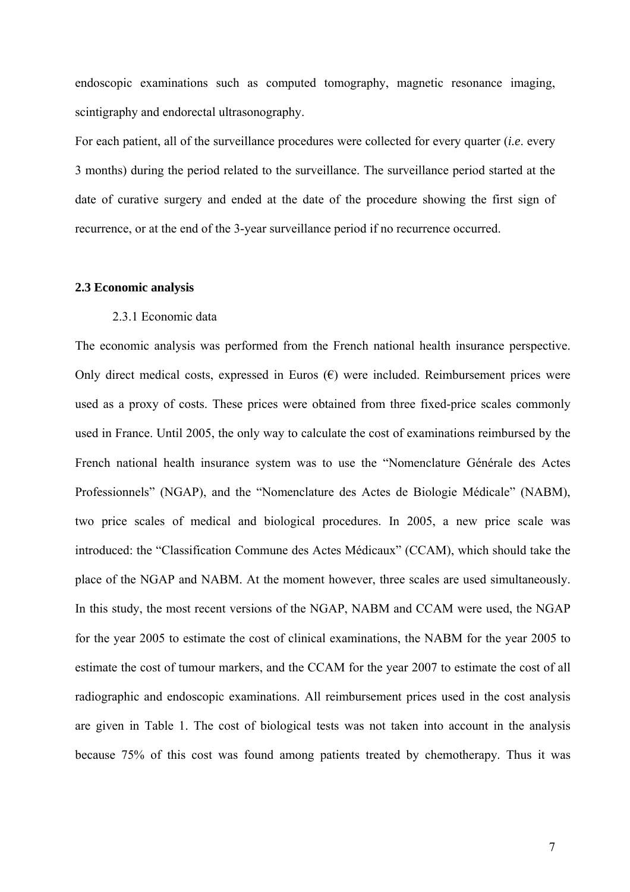endoscopic examinations such as computed tomography, magnetic resonance imaging, scintigraphy and endorectal ultrasonography.

For each patient, all of the surveillance procedures were collected for every quarter (*i.e*. every 3 months) during the period related to the surveillance. The surveillance period started at the date of curative surgery and ended at the date of the procedure showing the first sign of recurrence, or at the end of the 3-year surveillance period if no recurrence occurred.

### 2.3 Economic analysis

#### 2.3.1 Economic data

The economic analysis was performed from the French national health insurance perspective. Only direct medical costs, expressed in Euros (€) were included. Reimbursement prices were used as a proxy of costs. These prices were obtained from three fixed-price scales commonly used in France. Until 2005, the only way to calculate the cost of examinations reimbursed by the French national health insurance system was to use the "Nomenclature Générale des Actes Professionnels" (NGAP), and the "Nomenclature des Actes de Biologie Médicale" (NABM), two price scales of medical and biological procedures. In 2005, a new price scale was introduced: the "Classification Commune des Actes Médicaux" (CCAM), which should take the place of the NGAP and NABM. At the moment however, three scales are used simultaneously. In this study, the most recent versions of the NGAP, NABM and CCAM were used, the NGAP for the year 2005 to estimate the cost of clinical examinations, the NABM for the year 2005 to estimate the cost of tumour markers, and the CCAM for the year 2007 to estimate the cost of all radiographic and endoscopic examinations. All reimbursement prices used in the cost analysis are given in Table 1. The cost of biological tests was not taken into account in the analysis because 75% of this cost was found among patients treated by chemotherapy. Thus it was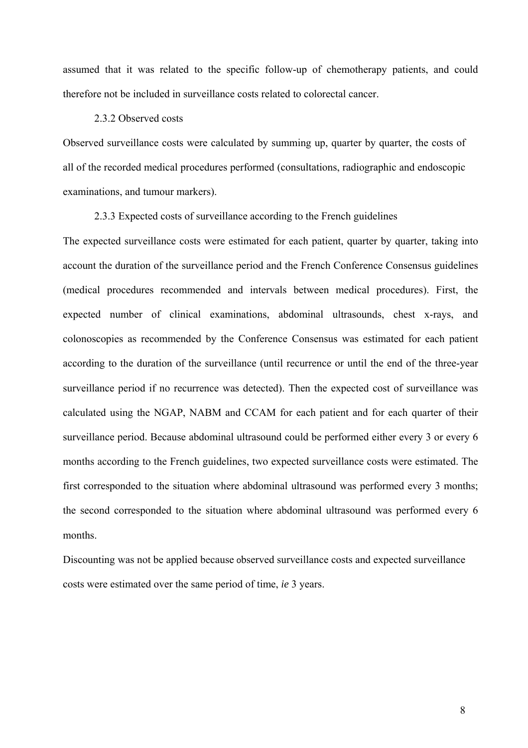assumed that it was related to the specific follow-up of chemotherapy patients, and could therefore not be included in surveillance costs related to colorectal cancer.

#### 2.3.2 Observed costs

Observed surveillance costs were calculated by summing up, quarter by quarter, the costs of all of the recorded medical procedures performed (consultations, radiographic and endoscopic examinations, and tumour markers).

#### 2.3.3 Expected costs of surveillance according to the French guidelines

The expected surveillance costs were estimated for each patient, quarter by quarter, taking into account the duration of the surveillance period and the French Conference Consensus guidelines (medical procedures recommended and intervals between medical procedures). First, the expected number of clinical examinations, abdominal ultrasounds, chest x-rays, and colonoscopies as recommended by the Conference Consensus was estimated for each patient according to the duration of the surveillance (until recurrence or until the end of the three-year surveillance period if no recurrence was detected). Then the expected cost of surveillance was calculated using the NGAP, NABM and CCAM for each patient and for each quarter of their surveillance period. Because abdominal ultrasound could be performed either every 3 or every 6 months according to the French guidelines, two expected surveillance costs were estimated. The first corresponded to the situation where abdominal ultrasound was performed every 3 months; the second corresponded to the situation where abdominal ultrasound was performed every 6 months.

Discounting was not be applied because observed surveillance costs and expected surveillance costs were estimated over the same period of time, *ie* 3 years.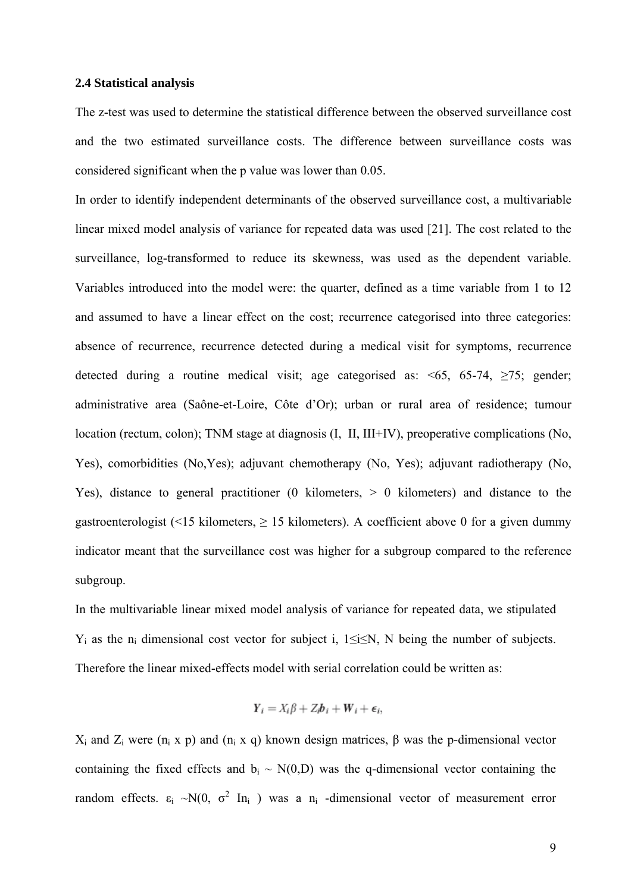### 2.4 Statistical analysis

The z-test was used to determine the statistical difference between the observed surveillance cost and the two estimated surveillance costs. The difference between surveillance costs was considered significant when the p value was lower than 0.05.

In order to identify independent determinants of the observed surveillance cost, a multivariable linear mixed model analysis of variance for repeated data was used [21]. The cost related to the surveillance, log-transformed to reduce its skewness, was used as the dependent variable. Variables introduced into the model were: the quarter, defined as a time variable from 1 to 12 and assumed to have a linear effect on the cost; recurrence categorised into three categories: absence of recurrence, recurrence detected during a medical visit for symptoms, recurrence detected during a routine medical visit; age categorised as: <65, 65-74, ≥75; gender; administrative area (Saône-et-Loire, Côte d'Or); urban or rural area of residence; tumour location (rectum, colon); TNM stage at diagnosis (I, II, III+IV), preoperative complications (No, Yes), comorbidities (No,Yes); adjuvant chemotherapy (No, Yes); adjuvant radiotherapy (No, Yes), distance to general practitioner (0 kilometers, > 0 kilometers) and distance to the gastroenterologist (<15 kilometers, ≥ 15 kilometers). A coefficient above 0 for a given dummy indicator meant that the surveillance cost was higher for a subgroup compared to the reference subgroup.

In the multivariable linear mixed model analysis of variance for repeated data, we stipulated $Y_i$ as the $n_i$ dimensional cost vector for subject i, $1 \leq i \leq N$, N being the number of subjects. Therefore the linear mixed-effects model with serial correlation could be written as:

$$\boldsymbol{Y}_i = X_i \beta + Z_i \boldsymbol{b}_i + \boldsymbol{W}_i + \boldsymbol{\epsilon}_i,$$

$X_i$ and $Z_i$ were ($n_i$ x p) and ($n_i$ x q) known design matrices, β was the p-dimensional vector containing the fixed effects and $b_i \sim N(0,D)$ was the q-dimensional vector containing the random effects. $\varepsilon_i \sim N(0, \sigma^2 I_{n_i})$ was a $n_i$ -dimensional vector of measurement error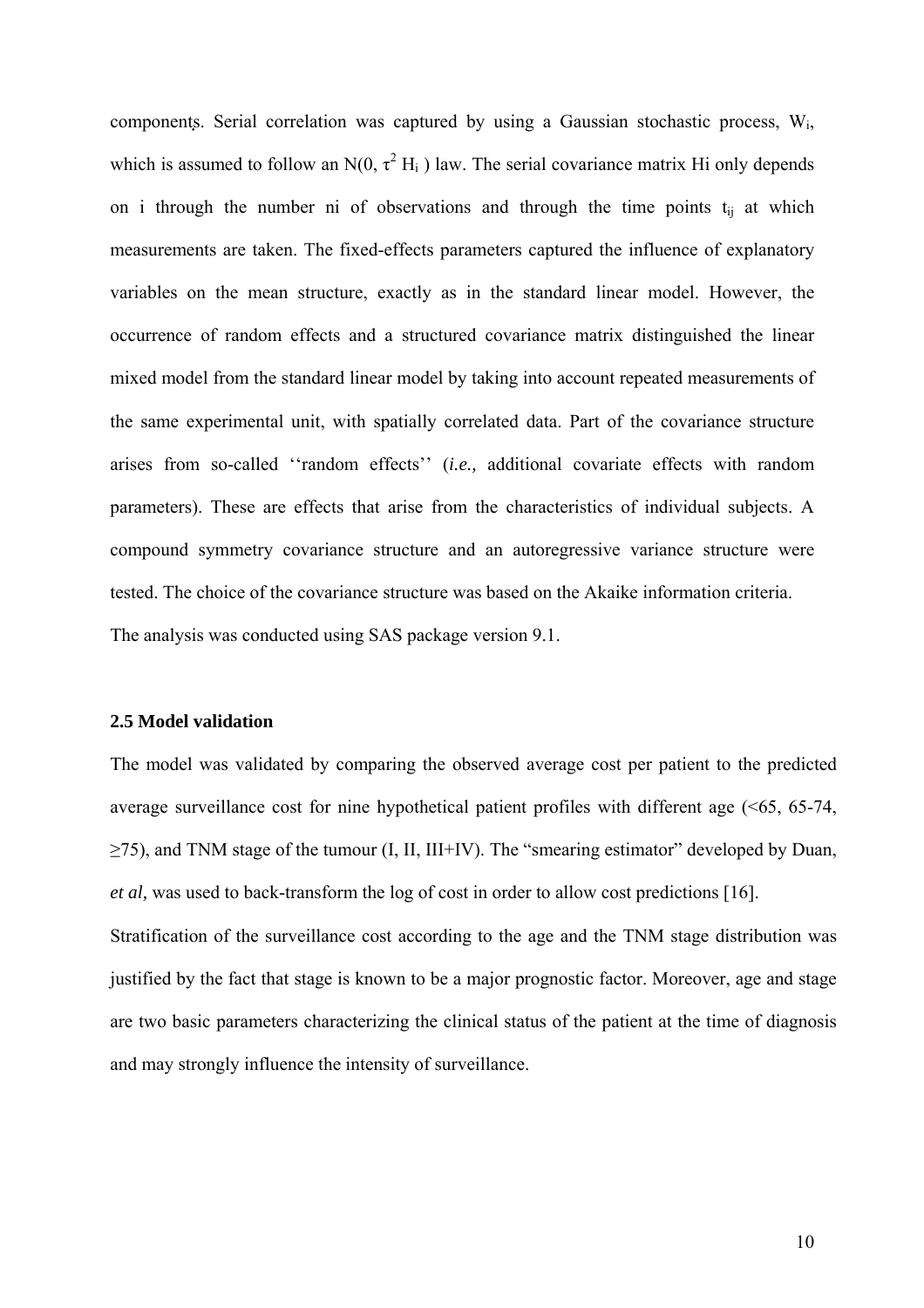components. Serial correlation was captured by using a Gaussian stochastic process, $W_i$, which is assumed to follow an $N(0, \tau^2 H_i)$ law. The serial covariance matrix Hi only depends on i through the number ni of observations and through the time points $t_{ij}$ at which measurements are taken. The fixed-effects parameters captured the influence of explanatory variables on the mean structure, exactly as in the standard linear model. However, the occurrence of random effects and a structured covariance matrix distinguished the linear mixed model from the standard linear model by taking into account repeated measurements of the same experimental unit, with spatially correlated data. Part of the covariance structure arises from so-called ''random effects'' (*i.e.,* additional covariate effects with random parameters). These are effects that arise from the characteristics of individual subjects. A compound symmetry covariance structure and an autoregressive variance structure were tested. The choice of the covariance structure was based on the Akaike information criteria.

The analysis was conducted using SAS package version 9.1.

### 2.5 Model validation

The model was validated by comparing the observed average cost per patient to the predicted average surveillance cost for nine hypothetical patient profiles with different age (<65, 65-74, ≥75), and TNM stage of the tumour (I, II, III+IV). The "smearing estimator" developed by Duan, *et al,* was used to back-transform the log of cost in order to allow cost predictions [16].

Stratification of the surveillance cost according to the age and the TNM stage distribution was justified by the fact that stage is known to be a major prognostic factor. Moreover, age and stage are two basic parameters characterizing the clinical status of the patient at the time of diagnosis and may strongly influence the intensity of surveillance.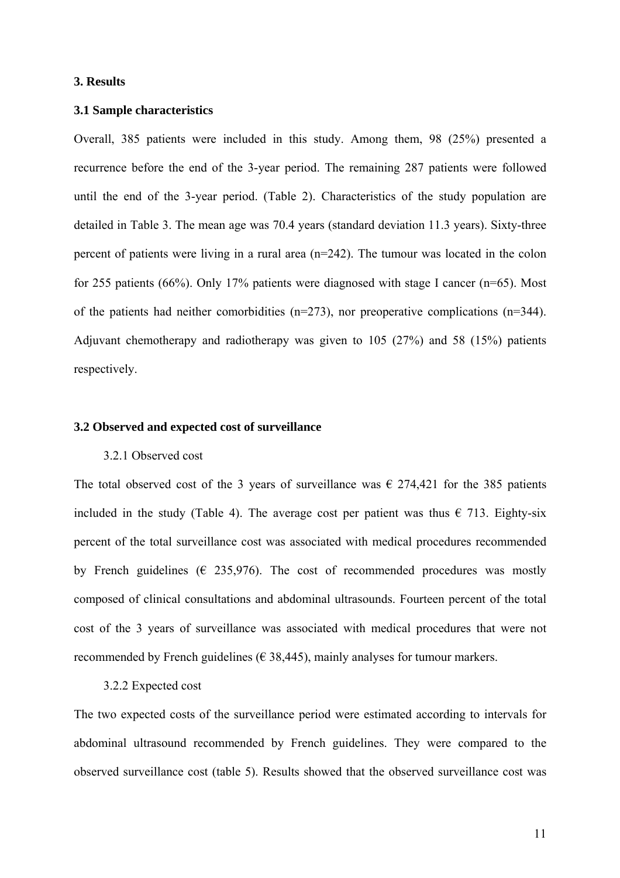## 3. Results

### 3.1 Sample characteristics

Overall, 385 patients were included in this study. Among them, 98 (25%) presented a recurrence before the end of the 3-year period. The remaining 287 patients were followed until the end of the 3-year period. (Table 2). Characteristics of the study population are detailed in Table 3. The mean age was 70.4 years (standard deviation 11.3 years). Sixty-three percent of patients were living in a rural area (n=242). The tumour was located in the colon for 255 patients (66%). Only 17% patients were diagnosed with stage I cancer (n=65). Most of the patients had neither comorbidities (n=273), nor preoperative complications (n=344). Adjuvant chemotherapy and radiotherapy was given to 105 (27%) and 58 (15%) patients respectively.

### 3.2 Observed and expected cost of surveillance

#### 3.2.1 Observed cost

The total observed cost of the 3 years of surveillance was € 274,421 for the 385 patients included in the study (Table 4). The average cost per patient was thus € 713. Eighty-six percent of the total surveillance cost was associated with medical procedures recommended by French guidelines (€ 235,976). The cost of recommended procedures was mostly composed of clinical consultations and abdominal ultrasounds. Fourteen percent of the total cost of the 3 years of surveillance was associated with medical procedures that were not recommended by French guidelines (€ 38,445), mainly analyses for tumour markers.

#### 3.2.2 Expected cost

The two expected costs of the surveillance period were estimated according to intervals for abdominal ultrasound recommended by French guidelines. They were compared to the observed surveillance cost (table 5). Results showed that the observed surveillance cost was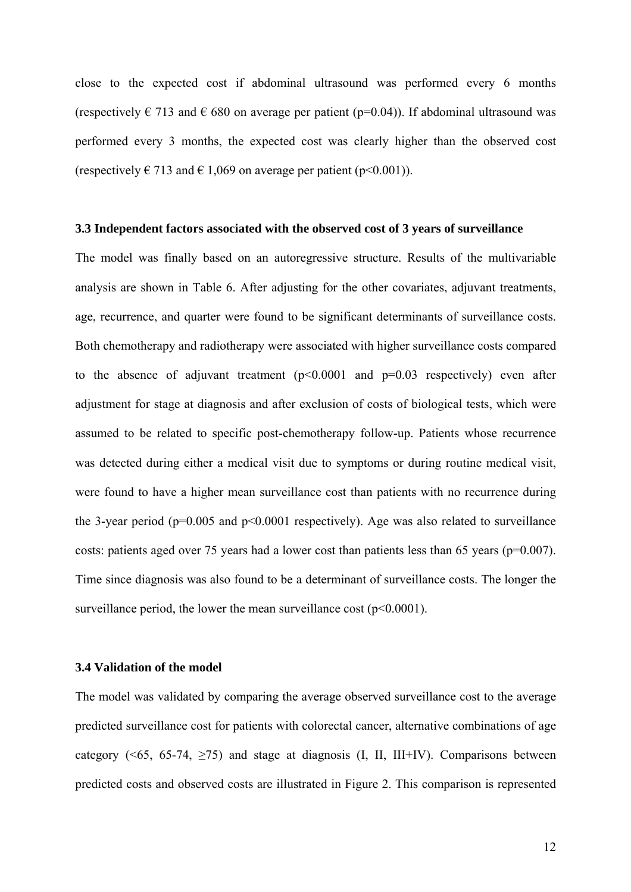close to the expected cost if abdominal ultrasound was performed every 6 months (respectively € 713 and € 680 on average per patient ($p=0.04$)). If abdominal ultrasound was performed every 3 months, the expected cost was clearly higher than the observed cost (respectively € 713 and € 1,069 on average per patient ($p<0.001$)).

### 3.3 Independent factors associated with the observed cost of 3 years of surveillance

The model was finally based on an autoregressive structure. Results of the multivariable analysis are shown in Table 6. After adjusting for the other covariates, adjuvant treatments, age, recurrence, and quarter were found to be significant determinants of surveillance costs. Both chemotherapy and radiotherapy were associated with higher surveillance costs compared to the absence of adjuvant treatment ($p<0.0001$ and $p=0.03$ respectively) even after adjustment for stage at diagnosis and after exclusion of costs of biological tests, which were assumed to be related to specific post-chemotherapy follow-up. Patients whose recurrence was detected during either a medical visit due to symptoms or during routine medical visit, were found to have a higher mean surveillance cost than patients with no recurrence during the 3-year period ($p=0.005$ and $p<0.0001$ respectively). Age was also related to surveillance costs: patients aged over 75 years had a lower cost than patients less than 65 years ($p=0.007$). Time since diagnosis was also found to be a determinant of surveillance costs. The longer the surveillance period, the lower the mean surveillance cost ($p<0.0001$).

### 3.4 Validation of the model

The model was validated by comparing the average observed surveillance cost to the average predicted surveillance cost for patients with colorectal cancer, alternative combinations of age category (<65, 65-74, ≥75) and stage at diagnosis (I, II, III+IV). Comparisons between predicted costs and observed costs are illustrated in Figure 2. This comparison is represented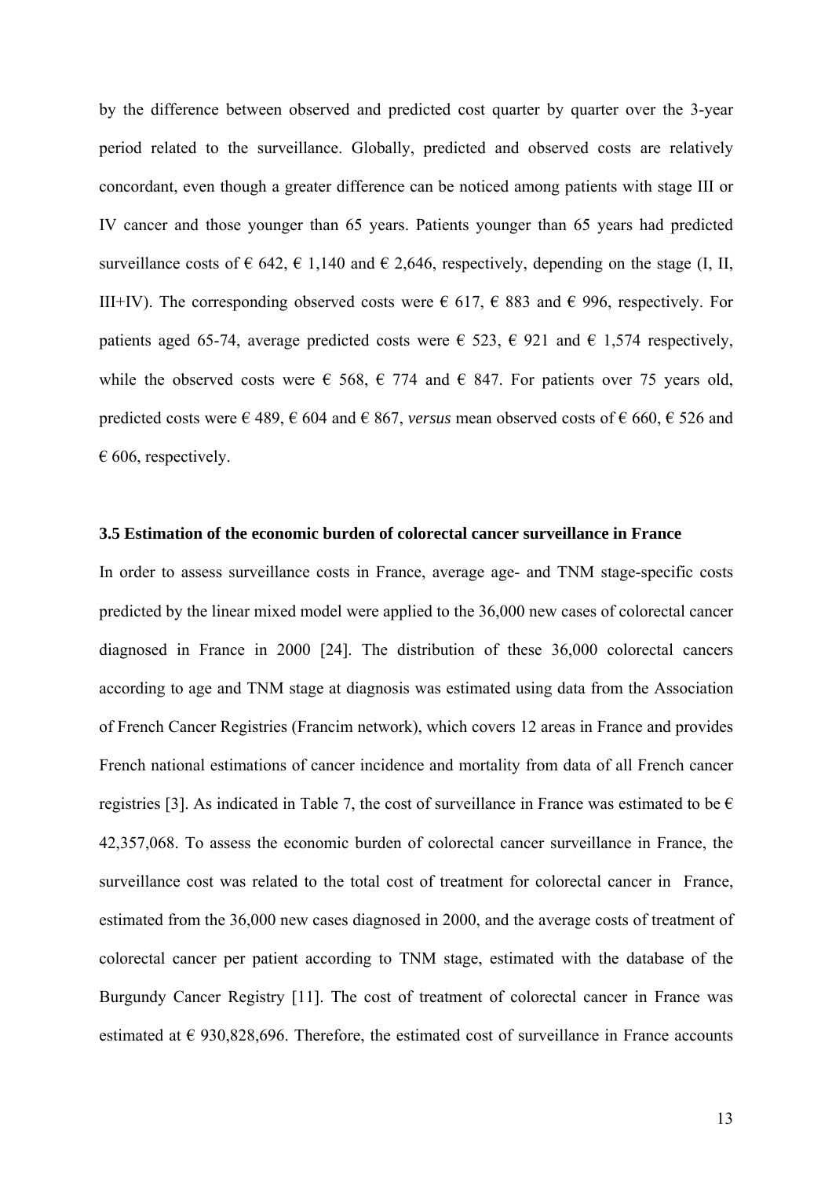by the difference between observed and predicted cost quarter by quarter over the 3-year period related to the surveillance. Globally, predicted and observed costs are relatively concordant, even though a greater difference can be noticed among patients with stage III or IV cancer and those younger than 65 years. Patients younger than 65 years had predicted surveillance costs of € 642, € 1,140 and € 2,646, respectively, depending on the stage (I, II, III+IV). The corresponding observed costs were € 617, € 883 and € 996, respectively. For patients aged 65-74, average predicted costs were € 523, € 921 and € 1,574 respectively, while the observed costs were € 568, € 774 and € 847. For patients over 75 years old, predicted costs were € 489, € 604 and € 867, *versus* mean observed costs of € 660, € 526 and € 606, respectively.

### 3.5 Estimation of the economic burden of colorectal cancer surveillance in France

In order to assess surveillance costs in France, average age- and TNM stage-specific costs predicted by the linear mixed model were applied to the 36,000 new cases of colorectal cancer diagnosed in France in 2000 [24]. The distribution of these 36,000 colorectal cancers according to age and TNM stage at diagnosis was estimated using data from the Association of French Cancer Registries (Francim network), which covers 12 areas in France and provides French national estimations of cancer incidence and mortality from data of all French cancer registries [3]. As indicated in Table 7, the cost of surveillance in France was estimated to be € 42,357,068. To assess the economic burden of colorectal cancer surveillance in France, the surveillance cost was related to the total cost of treatment for colorectal cancer in France, estimated from the 36,000 new cases diagnosed in 2000, and the average costs of treatment of colorectal cancer per patient according to TNM stage, estimated with the database of the Burgundy Cancer Registry [11]. The cost of treatment of colorectal cancer in France was estimated at € 930,828,696. Therefore, the estimated cost of surveillance in France accounts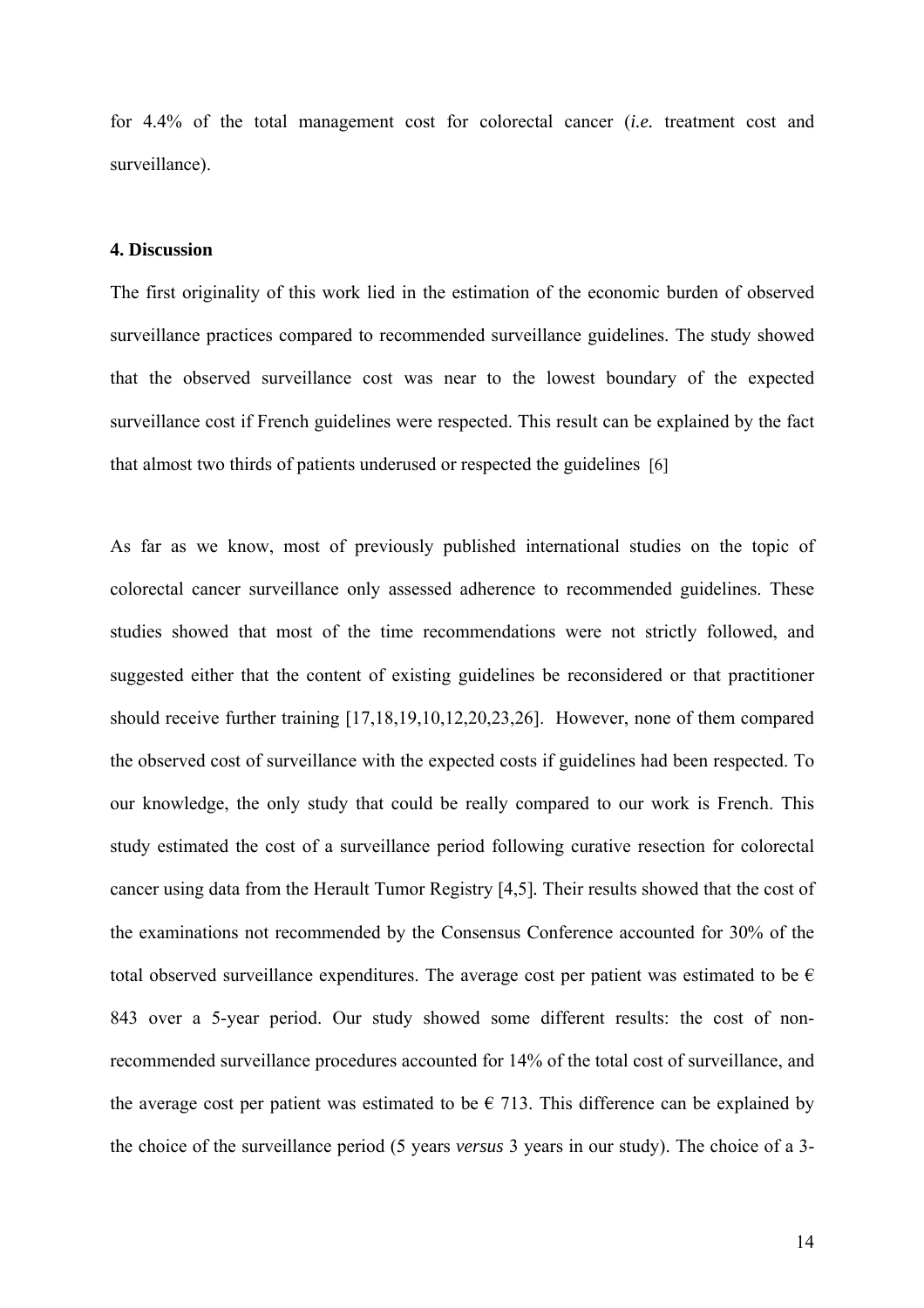for 4.4% of the total management cost for colorectal cancer (*i.e.* treatment cost and surveillance).

## 4. Discussion

The first originality of this work lied in the estimation of the economic burden of observed surveillance practices compared to recommended surveillance guidelines. The study showed that the observed surveillance cost was near to the lowest boundary of the expected surveillance cost if French guidelines were respected. This result can be explained by the fact that almost two thirds of patients underused or respected the guidelines [6]

As far as we know, most of previously published international studies on the topic of colorectal cancer surveillance only assessed adherence to recommended guidelines. These studies showed that most of the time recommendations were not strictly followed, and suggested either that the content of existing guidelines be reconsidered or that practitioner should receive further training [17,18,19,10,12,20,23,26]. However, none of them compared the observed cost of surveillance with the expected costs if guidelines had been respected. To our knowledge, the only study that could be really compared to our work is French. This study estimated the cost of a surveillance period following curative resection for colorectal cancer using data from the Herault Tumor Registry [4,5]. Their results showed that the cost of the examinations not recommended by the Consensus Conference accounted for 30% of the total observed surveillance expenditures. The average cost per patient was estimated to be € 843 over a 5-year period. Our study showed some different results: the cost of non-recommended surveillance procedures accounted for 14% of the total cost of surveillance, and the average cost per patient was estimated to be € 713. This difference can be explained by the choice of the surveillance period (5 years *versus* 3 years in our study). The choice of a 3-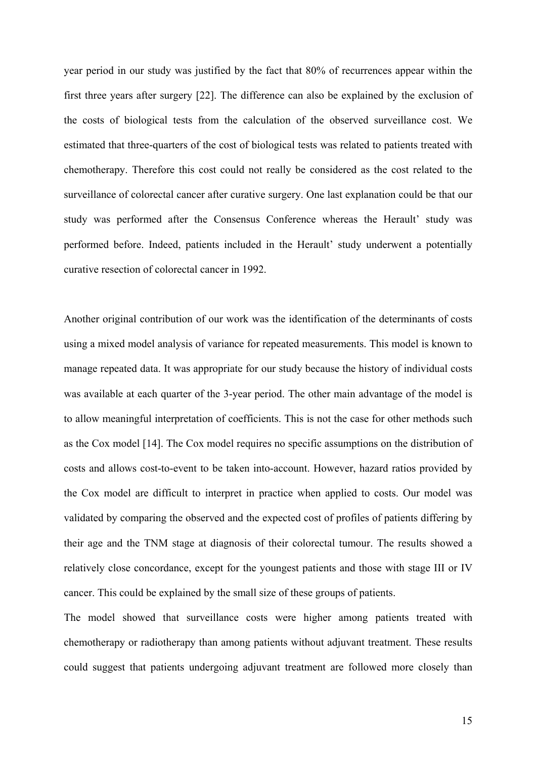year period in our study was justified by the fact that 80% of recurrences appear within the first three years after surgery [22]. The difference can also be explained by the exclusion of the costs of biological tests from the calculation of the observed surveillance cost. We estimated that three-quarters of the cost of biological tests was related to patients treated with chemotherapy. Therefore this cost could not really be considered as the cost related to the surveillance of colorectal cancer after curative surgery. One last explanation could be that our study was performed after the Consensus Conference whereas the Herault' study was performed before. Indeed, patients included in the Herault' study underwent a potentially curative resection of colorectal cancer in 1992.

Another original contribution of our work was the identification of the determinants of costs using a mixed model analysis of variance for repeated measurements. This model is known to manage repeated data. It was appropriate for our study because the history of individual costs was available at each quarter of the 3-year period. The other main advantage of the model is to allow meaningful interpretation of coefficients. This is not the case for other methods such as the Cox model [14]. The Cox model requires no specific assumptions on the distribution of costs and allows cost-to-event to be taken into-account. However, hazard ratios provided by the Cox model are difficult to interpret in practice when applied to costs. Our model was validated by comparing the observed and the expected cost of profiles of patients differing by their age and the TNM stage at diagnosis of their colorectal tumour. The results showed a relatively close concordance, except for the youngest patients and those with stage III or IV cancer. This could be explained by the small size of these groups of patients.

The model showed that surveillance costs were higher among patients treated with chemotherapy or radiotherapy than among patients without adjuvant treatment. These results could suggest that patients undergoing adjuvant treatment are followed more closely than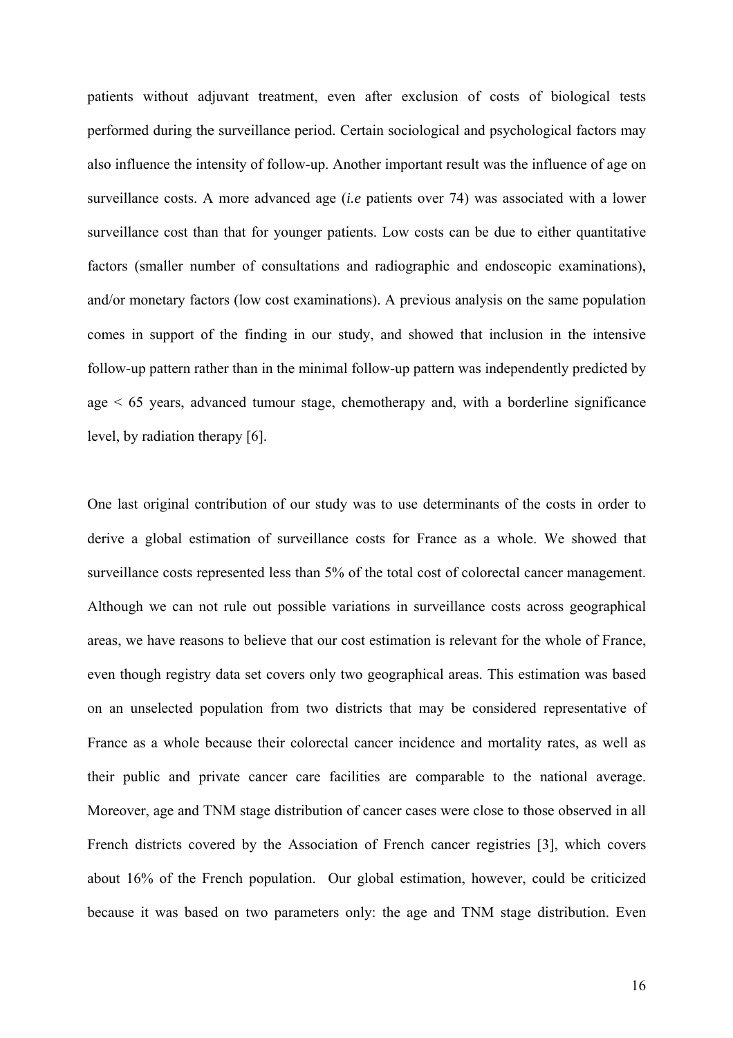patients without adjuvant treatment, even after exclusion of costs of biological tests performed during the surveillance period. Certain sociological and psychological factors may also influence the intensity of follow-up. Another important result was the influence of age on surveillance costs. A more advanced age (*i.e* patients over 74) was associated with a lower surveillance cost than that for younger patients. Low costs can be due to either quantitative factors (smaller number of consultations and radiographic and endoscopic examinations), and/or monetary factors (low cost examinations). A previous analysis on the same population comes in support of the finding in our study, and showed that inclusion in the intensive follow-up pattern rather than in the minimal follow-up pattern was independently predicted by age < 65 years, advanced tumour stage, chemotherapy and, with a borderline significance level, by radiation therapy [6].

One last original contribution of our study was to use determinants of the costs in order to derive a global estimation of surveillance costs for France as a whole. We showed that surveillance costs represented less than 5% of the total cost of colorectal cancer management. Although we can not rule out possible variations in surveillance costs across geographical areas, we have reasons to believe that our cost estimation is relevant for the whole of France, even though registry data set covers only two geographical areas. This estimation was based on an unselected population from two districts that may be considered representative of France as a whole because their colorectal cancer incidence and mortality rates, as well as their public and private cancer care facilities are comparable to the national average. Moreover, age and TNM stage distribution of cancer cases were close to those observed in all French districts covered by the Association of French cancer registries [3], which covers about 16% of the French population. Our global estimation, however, could be criticized because it was based on two parameters only: the age and TNM stage distribution. Even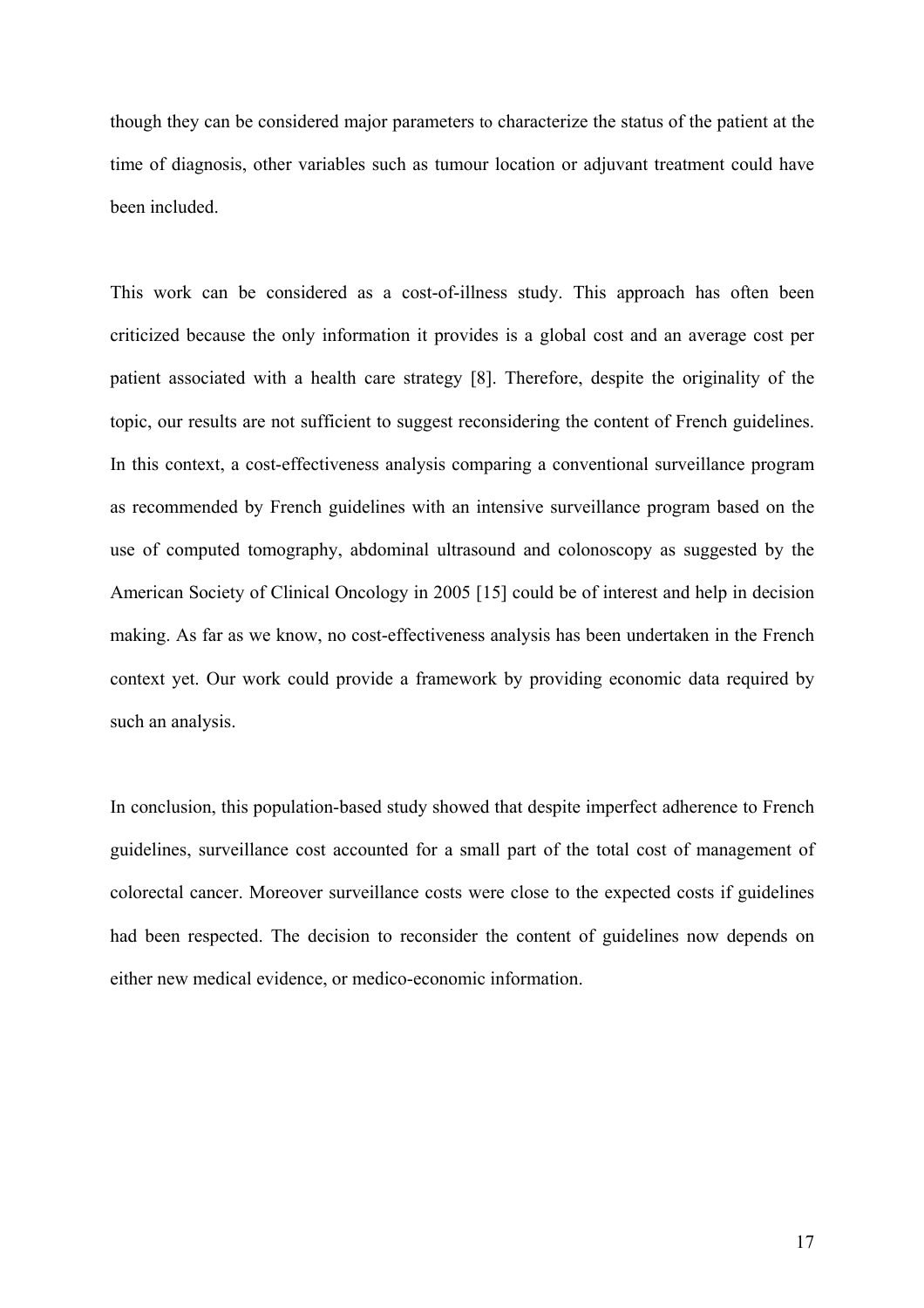though they can be considered major parameters to characterize the status of the patient at the time of diagnosis, other variables such as tumour location or adjuvant treatment could have been included.

This work can be considered as a cost-of-illness study. This approach has often been criticized because the only information it provides is a global cost and an average cost per patient associated with a health care strategy [8]. Therefore, despite the originality of the topic, our results are not sufficient to suggest reconsidering the content of French guidelines. In this context, a cost-effectiveness analysis comparing a conventional surveillance program as recommended by French guidelines with an intensive surveillance program based on the use of computed tomography, abdominal ultrasound and colonoscopy as suggested by the American Society of Clinical Oncology in 2005 [15] could be of interest and help in decision making. As far as we know, no cost-effectiveness analysis has been undertaken in the French context yet. Our work could provide a framework by providing economic data required by such an analysis.

In conclusion, this population-based study showed that despite imperfect adherence to French guidelines, surveillance cost accounted for a small part of the total cost of management of colorectal cancer. Moreover surveillance costs were close to the expected costs if guidelines had been respected. The decision to reconsider the content of guidelines now depends on either new medical evidence, or medico-economic information.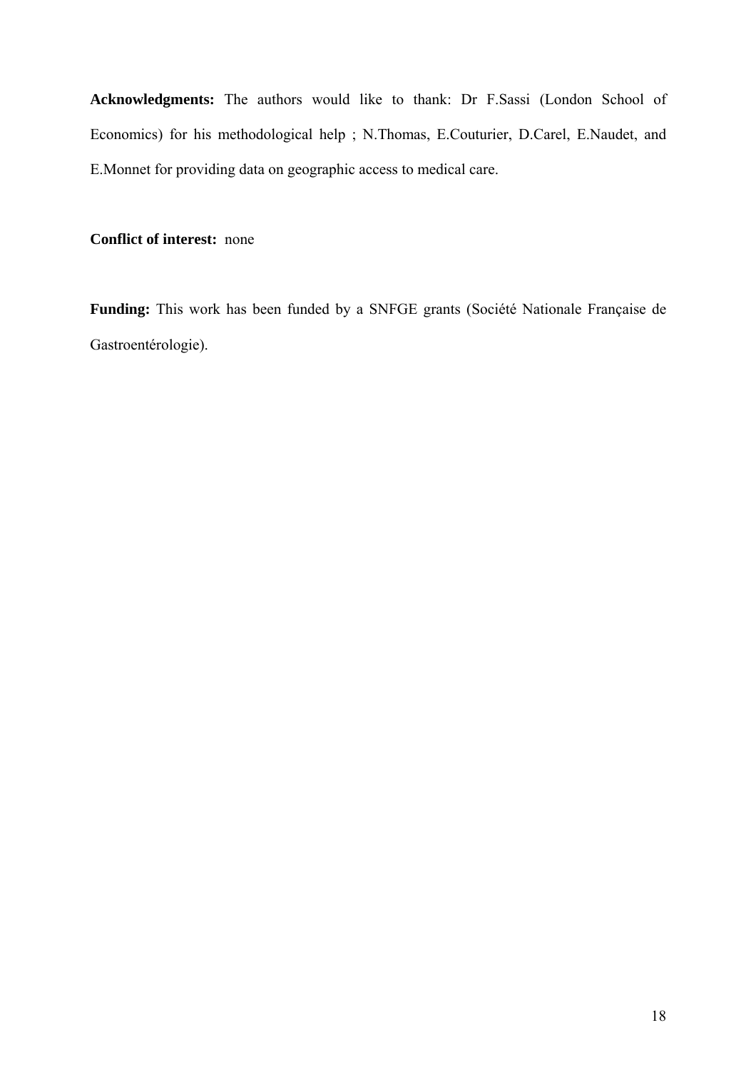**Acknowledgments:** The authors would like to thank: Dr F.Sassi (London School of Economics) for his methodological help ; N.Thomas, E.Couturier, D.Carel, E.Naudet, and E.Monnet for providing data on geographic access to medical care.

**Conflict of interest:** none

**Funding:** This work has been funded by a SNFGE grants (Société Nationale Française de Gastroentérologie).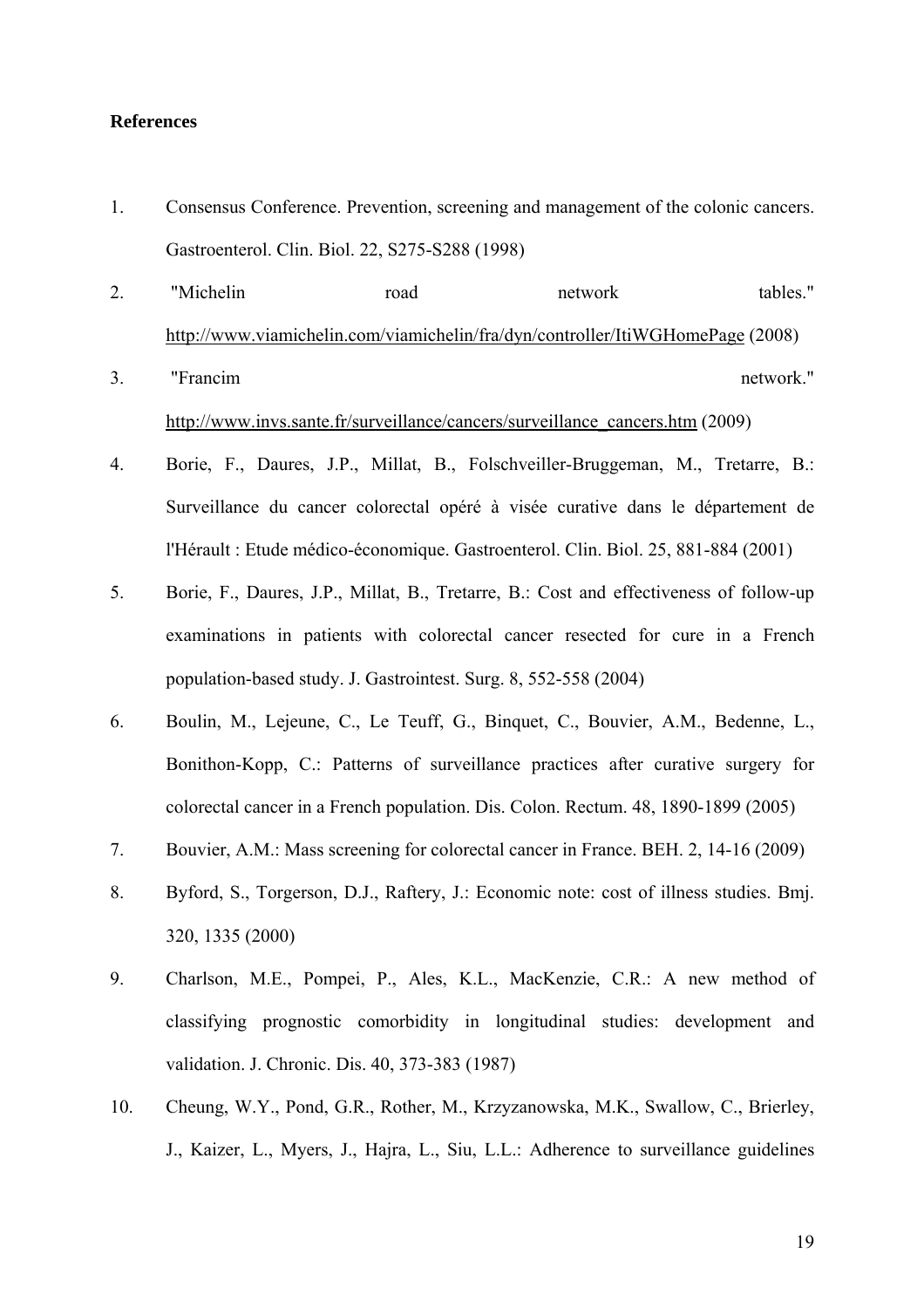**References**

1. Consensus Conference. Prevention, screening and management of the colonic cancers. Gastroenterol. Clin. Biol. 22, S275-S288 (1998)
2. "Michelin road network tables." http://www.viamichelin.com/viamichelin/fra/dyn/controller/ItiWGHomePage (2008)
3. "Francim network." http://www.invs.sante.fr/surveillance/cancers/surveillance_cancers.htm (2009)
4. Borie, F., Daures, J.P., Millat, B., Folschveiller-Bruggeman, M., Tretarre, B.: Surveillance du cancer colorectal opéré à visée curative dans le département de l'Hérault : Etude médico-économique. Gastroenterol. Clin. Biol. 25, 881-884 (2001)
5. Borie, F., Daures, J.P., Millat, B., Tretarre, B.: Cost and effectiveness of follow-up examinations in patients with colorectal cancer resected for cure in a French population-based study. J. Gastrointest. Surg. 8, 552-558 (2004)
6. Boulin, M., Lejeune, C., Le Teuff, G., Binquet, C., Bouvier, A.M., Bedenne, L., Bonithon-Kopp, C.: Patterns of surveillance practices after curative surgery for colorectal cancer in a French population. Dis. Colon. Rectum. 48, 1890-1899 (2005)
7. Bouvier, A.M.: Mass screening for colorectal cancer in France. BEH. 2, 14-16 (2009)
8. Byford, S., Torgerson, D.J., Raftery, J.: Economic note: cost of illness studies. Bmj. 320, 1335 (2000)
9. Charlson, M.E., Pompei, P., Ales, K.L., MacKenzie, C.R.: A new method of classifying prognostic comorbidity in longitudinal studies: development and validation. J. Chronic. Dis. 40, 373-383 (1987)
10. Cheung, W.Y., Pond, G.R., Rother, M., Krzyzanowska, M.K., Swallow, C., Brierley, J., Kaizer, L., Myers, J., Hajra, L., Siu, L.L.: Adherence to surveillance guidelines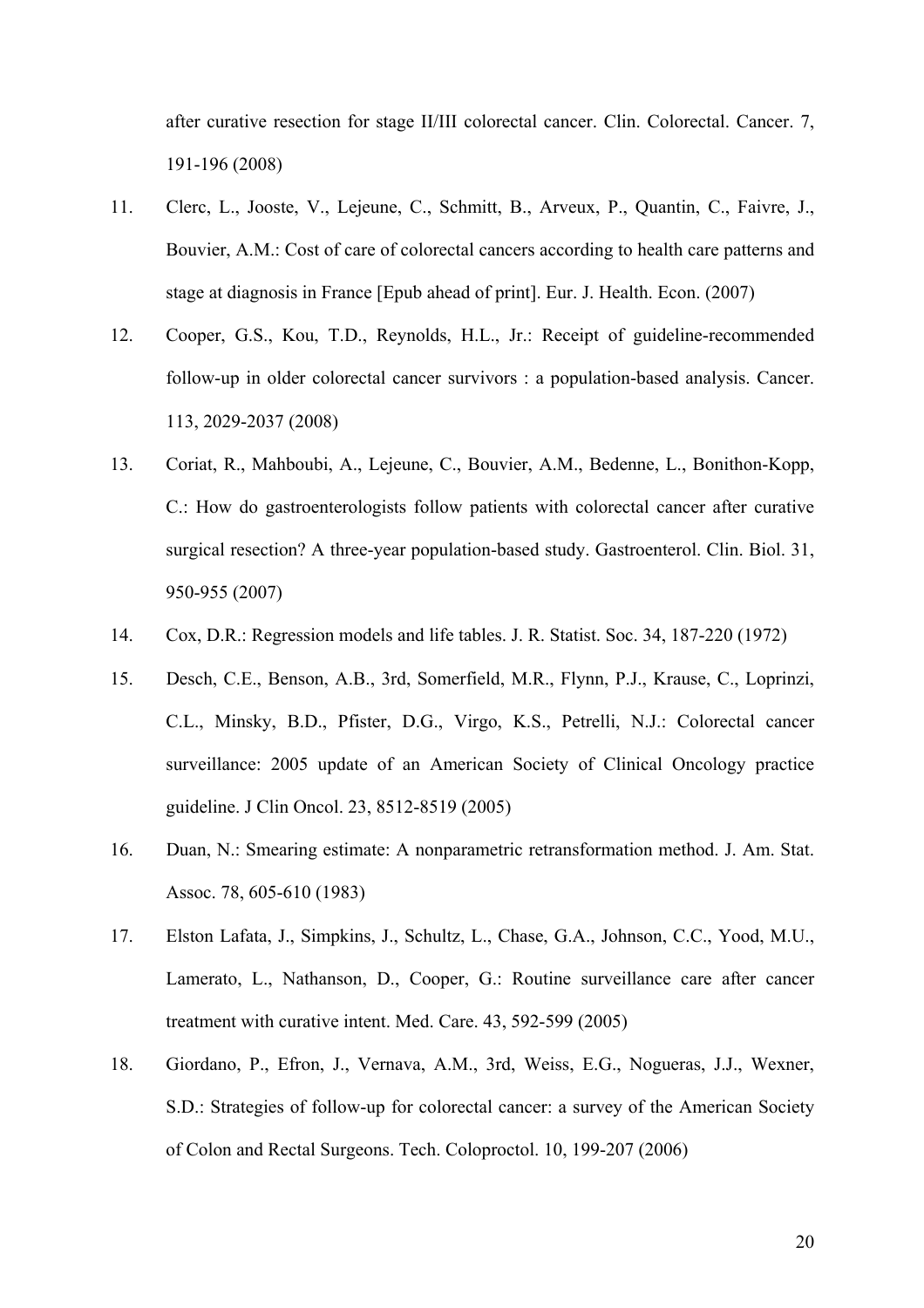after curative resection for stage II/III colorectal cancer. Clin. Colorectal. Cancer. 7, 191-196 (2008)

11. Clerc, L., Jooste, V., Lejeune, C., Schmitt, B., Arveux, P., Quantin, C., Faivre, J., Bouvier, A.M.: Cost of care of colorectal cancers according to health care patterns and stage at diagnosis in France [Epub ahead of print]. Eur. J. Health. Econ. (2007)
12. Cooper, G.S., Kou, T.D., Reynolds, H.L., Jr.: Receipt of guideline-recommended follow-up in older colorectal cancer survivors : a population-based analysis. Cancer. 113, 2029-2037 (2008)
13. Coriat, R., Mahboubi, A., Lejeune, C., Bouvier, A.M., Bedenne, L., Bonithon-Kopp, C.: How do gastroenterologists follow patients with colorectal cancer after curative surgical resection? A three-year population-based study. Gastroenterol. Clin. Biol. 31, 950-955 (2007)
14. Cox, D.R.: Regression models and life tables. J. R. Statist. Soc. 34, 187-220 (1972)
15. Desch, C.E., Benson, A.B., 3rd, Somerfield, M.R., Flynn, P.J., Krause, C., Loprinzi, C.L., Minsky, B.D., Pfister, D.G., Virgo, K.S., Petrelli, N.J.: Colorectal cancer surveillance: 2005 update of an American Society of Clinical Oncology practice guideline. J Clin Oncol. 23, 8512-8519 (2005)
16. Duan, N.: Smearing estimate: A nonparametric retransformation method. J. Am. Stat. Assoc. 78, 605-610 (1983)
17. Elston Lafata, J., Simpkins, J., Schultz, L., Chase, G.A., Johnson, C.C., Yood, M.U., Lamerato, L., Nathanson, D., Cooper, G.: Routine surveillance care after cancer treatment with curative intent. Med. Care. 43, 592-599 (2005)
18. Giordano, P., Efron, J., Vernava, A.M., 3rd, Weiss, E.G., Nogueras, J.J., Wexner, S.D.: Strategies of follow-up for colorectal cancer: a survey of the American Society of Colon and Rectal Surgeons. Tech. Coloproctol. 10, 199-207 (2006)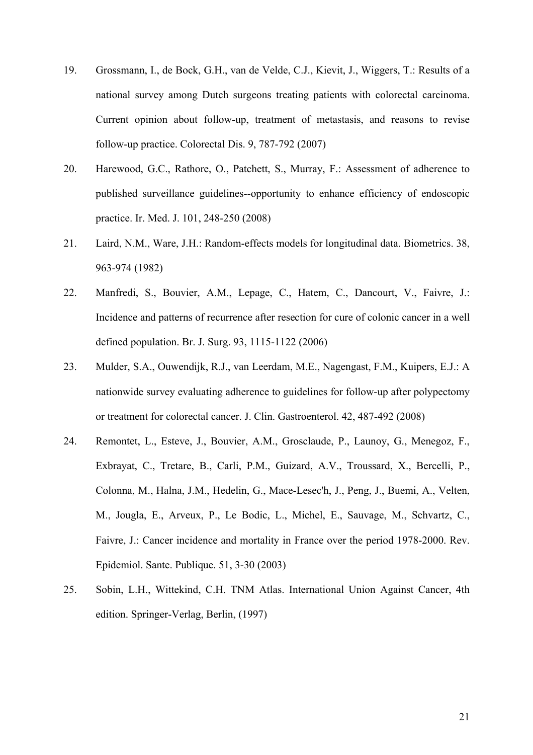19. Grossmann, I., de Bock, G.H., van de Velde, C.J., Kievit, J., Wiggers, T.: Results of a national survey among Dutch surgeons treating patients with colorectal carcinoma. Current opinion about follow-up, treatment of metastasis, and reasons to revise follow-up practice. Colorectal Dis. 9, 787-792 (2007)

20. Harewood, G.C., Rathore, O., Patchett, S., Murray, F.: Assessment of adherence to published surveillance guidelines--opportunity to enhance efficiency of endoscopic practice. Ir. Med. J. 101, 248-250 (2008)

21. Laird, N.M., Ware, J.H.: Random-effects models for longitudinal data. Biometrics. 38, 963-974 (1982)

22. Manfredi, S., Bouvier, A.M., Lepage, C., Hatem, C., Dancourt, V., Faivre, J.: Incidence and patterns of recurrence after resection for cure of colonic cancer in a well defined population. Br. J. Surg. 93, 1115-1122 (2006)

23. Mulder, S.A., Ouwendijk, R.J., van Leerdam, M.E., Nagengast, F.M., Kuipers, E.J.: A nationwide survey evaluating adherence to guidelines for follow-up after polypectomy or treatment for colorectal cancer. J. Clin. Gastroenterol. 42, 487-492 (2008)

24. Remontet, L., Esteve, J., Bouvier, A.M., Grosclaude, P., Launoy, G., Menegoz, F., Exbrayat, C., Tretare, B., Carli, P.M., Guizard, A.V., Troussard, X., Bercelli, P., Colonna, M., Halna, J.M., Hedelin, G., Mace-Lesec'h, J., Peng, J., Buemi, A., Velten, M., Jougla, E., Arveux, P., Le Bodic, L., Michel, E., Sauvage, M., Schvartz, C., Faivre, J.: Cancer incidence and mortality in France over the period 1978-2000. Rev. Epidemiol. Sante. Publique. 51, 3-30 (2003)

25. Sobin, L.H., Wittekind, C.H. TNM Atlas. International Union Against Cancer, 4th edition. Springer-Verlag, Berlin, (1997)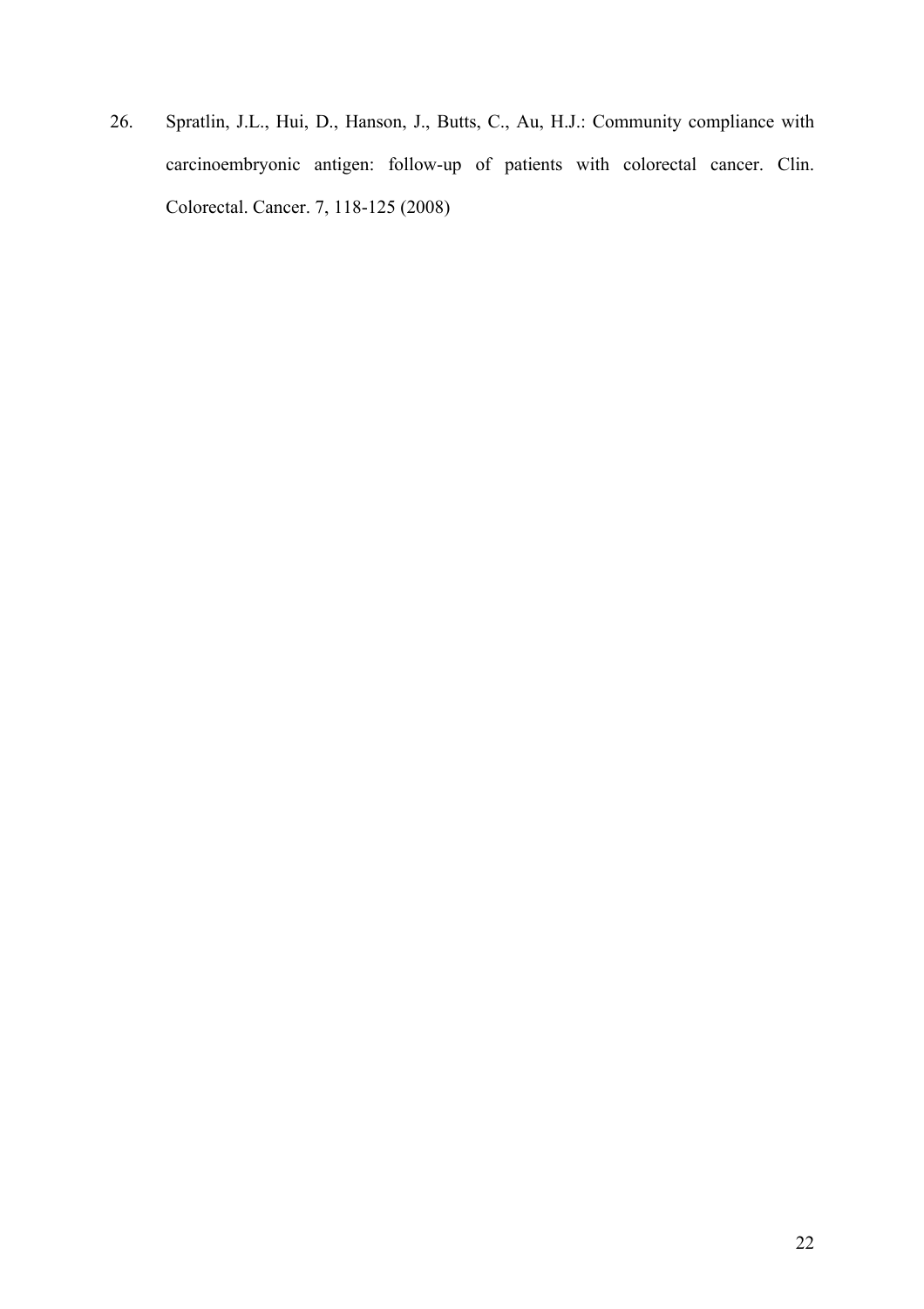26. Spratlin, J.L., Hui, D., Hanson, J., Butts, C., Au, H.J.: Community compliance with carcinoembryonic antigen: follow-up of patients with colorectal cancer. Clin. Colorectal. Cancer. 7, 118-125 (2008)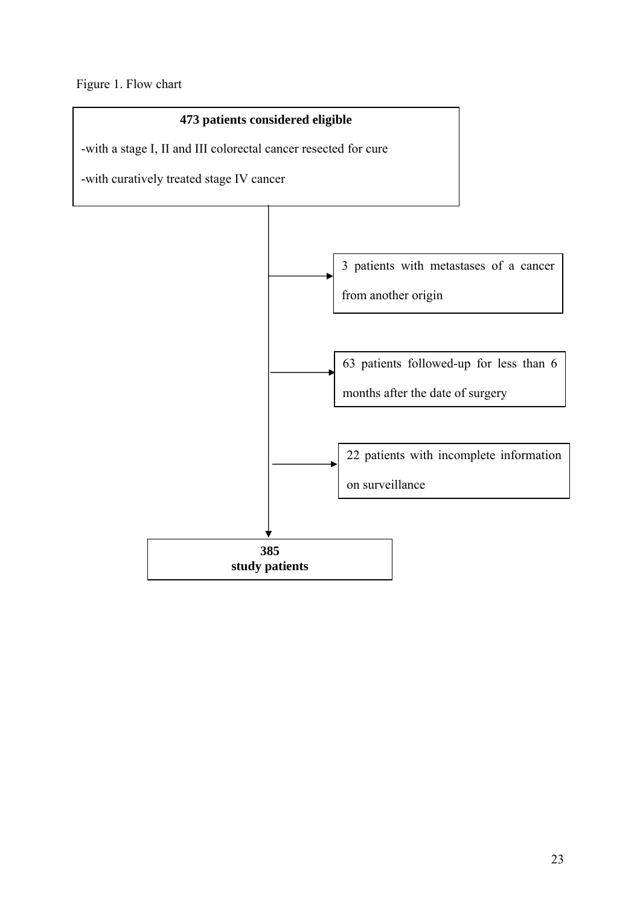Figure 1. Flow chart

**473 patients considered eligible**

-with a stage I, II and III colorectal cancer resected for cure

-with curatively treated stage IV cancer

3 patients with metastases of a cancer from another origin

63 patients followed-up for less than 6 months after the date of surgery

22 patients with incomplete information on surveillance

**385 study patients**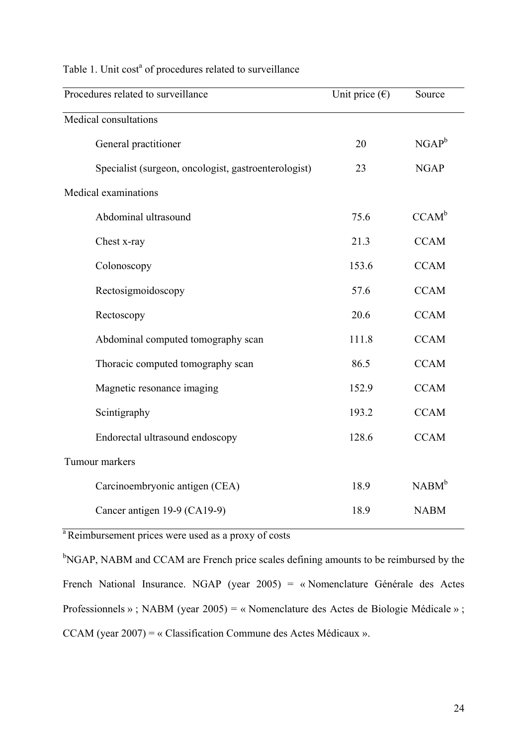Table 1. Unit cost[a] of procedures related to surveillance

| Procedures related to surveillance | Unit price (€) | Source |
|---|---|---|
| Medical consultations | | |
| General practitioner | 20 | NGAP[b] |
| Specialist (surgeon, oncologist, gastroenterologist) | 23 | NGAP |
| Medical examinations | | |
| Abdominal ultrasound | 75.6 | CCAM[b] |
| Chest x-ray | 21.3 | CCAM |
| Colonoscopy | 153.6 | CCAM |
| Rectosigmoidoscopy | 57.6 | CCAM |
| Rectoscopy | 20.6 | CCAM |
| Abdominal computed tomography scan | 111.8 | CCAM |
| Thoracic computed tomography scan | 86.5 | CCAM |
| Magnetic resonance imaging | 152.9 | CCAM |
| Scintigraphy | 193.2 | CCAM |
| Endorectal ultrasound endoscopy | 128.6 | CCAM |
| Tumour markers | | |
| Carcinoembryonic antigen (CEA) | 18.9 | NABM[b] |
| Cancer antigen 19-9 (CA19-9) | 18.9 | NABM |

[a] Reimbursement prices were used as a proxy of costs

[b]NGAP, NABM and CCAM are French price scales defining amounts to be reimbursed by the French National Insurance. NGAP (year 2005) = « Nomenclature Générale des Actes Professionnels » ; NABM (year 2005) = « Nomenclature des Actes de Biologie Médicale » ; CCAM (year 2007) = « Classification Commune des Actes Médicaux ».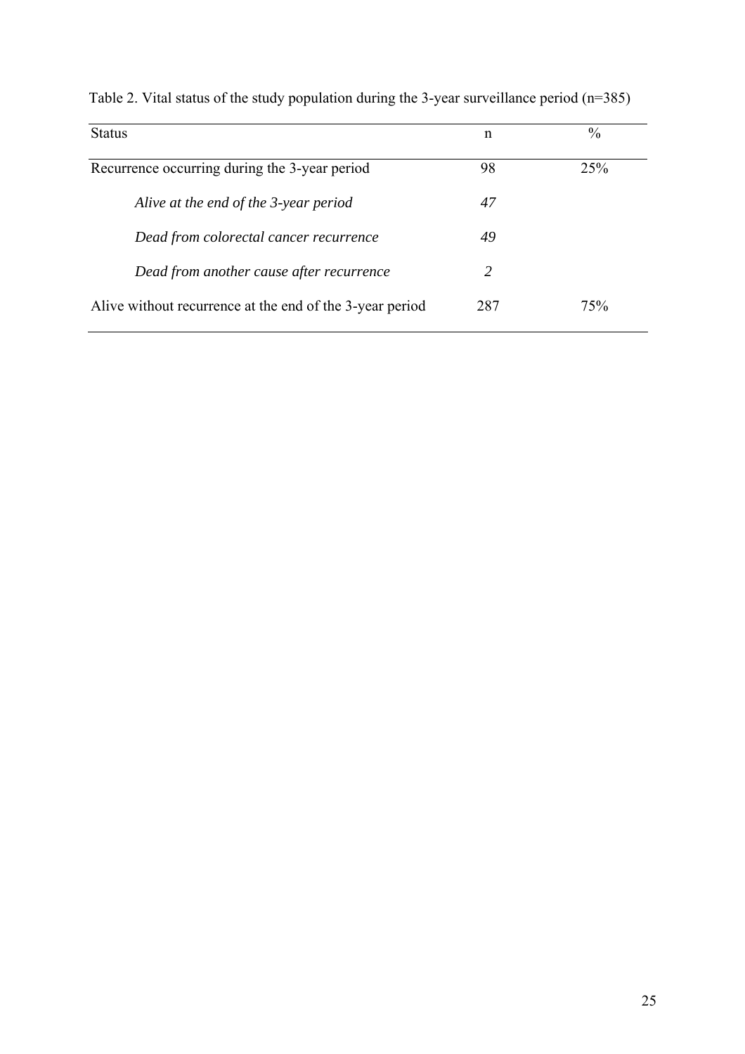Table 2. Vital status of the study population during the 3-year surveillance period (n=385)

| Status | n | % |
|---|---|---|
| Recurrence occurring during the 3-year period | 98 | 25% |
| *Alive at the end of the 3-year period* | *47* | |
| *Dead from colorectal cancer recurrence* | *49* | |
| *Dead from another cause after recurrence* | *2* | |
| Alive without recurrence at the end of the 3-year period | 287 | 75% |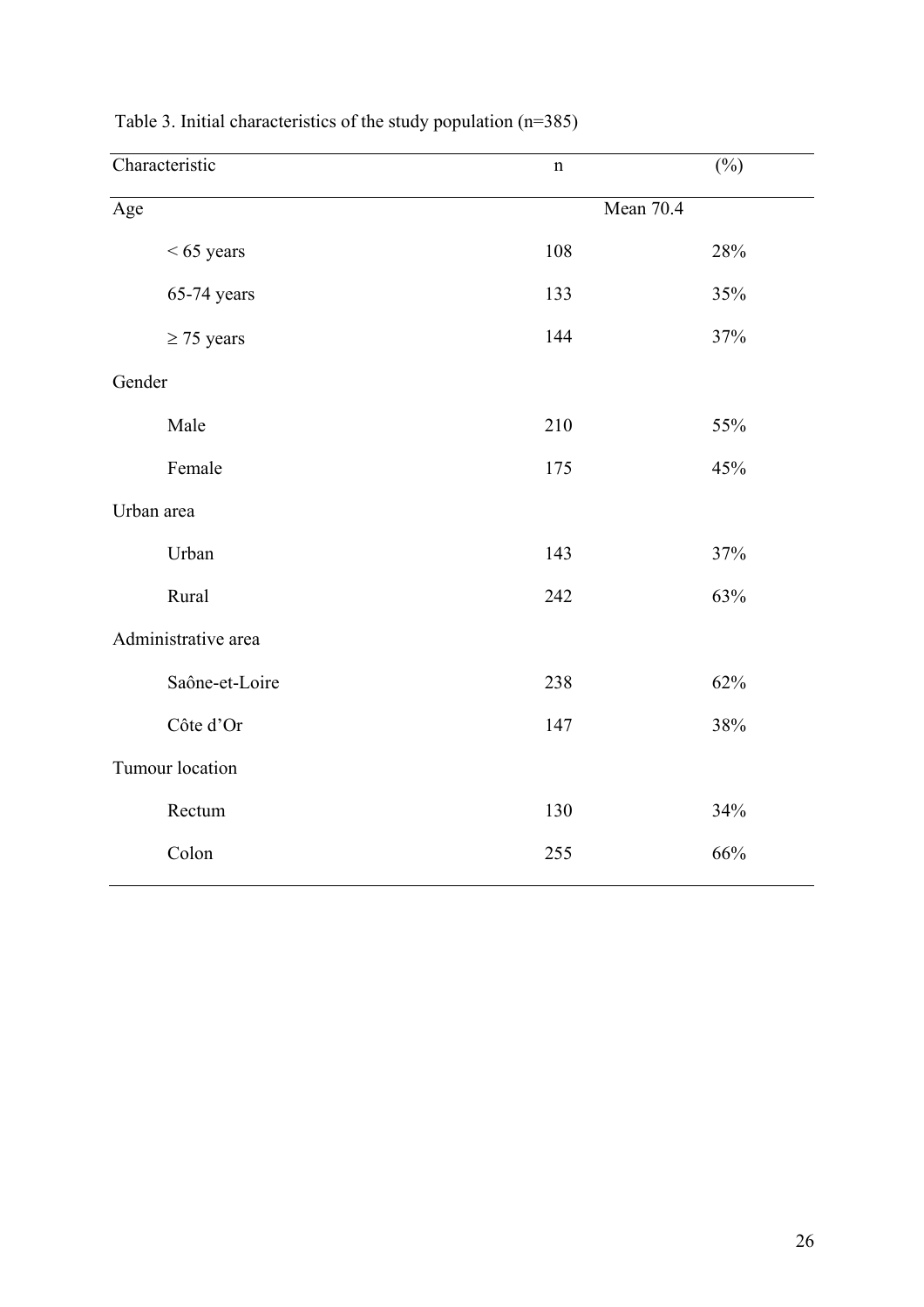Table 3. Initial characteristics of the study population (n=385)

| Characteristic | n | (%) |
|---|---|---|
| Age | Mean 70.4 | |
| < 65 years | 108 | 28% |
| 65-74 years | 133 | 35% |
| ≥ 75 years | 144 | 37% |
| Gender | | |
| Male | 210 | 55% |
| Female | 175 | 45% |
| Urban area | | |
| Urban | 143 | 37% |
| Rural | 242 | 63% |
| Administrative area | | |
| Saône-et-Loire | 238 | 62% |
| Côte d'Or | 147 | 38% |
| Tumour location | | |
| Rectum | 130 | 34% |
| Colon | 255 | 66% |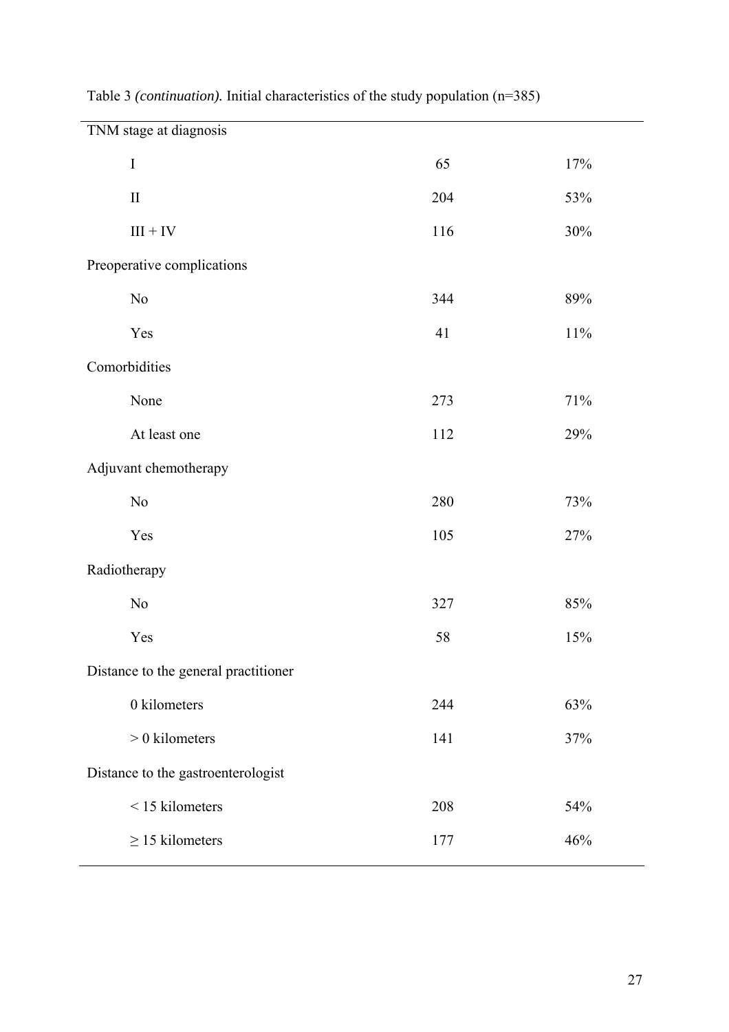Table 3 *(continuation).* Initial characteristics of the study population (n=385)

| | | |
|---|---|---|
| TNM stage at diagnosis | | |
| I | 65 | 17% |
| II | 204 | 53% |
| III + IV | 116 | 30% |
| Preoperative complications | | |
| No | 344 | 89% |
| Yes | 41 | 11% |
| Comorbidities | | |
| None | 273 | 71% |
| At least one | 112 | 29% |
| Adjuvant chemotherapy | | |
| No | 280 | 73% |
| Yes | 105 | 27% |
| Radiotherapy | | |
| No | 327 | 85% |
| Yes | 58 | 15% |
| Distance to the general practitioner | | |
| 0 kilometers | 244 | 63% |
| > 0 kilometers | 141 | 37% |
| Distance to the gastroenterologist | | |
| < 15 kilometers | 208 | 54% |
| ≥ 15 kilometers | 177 | 46% |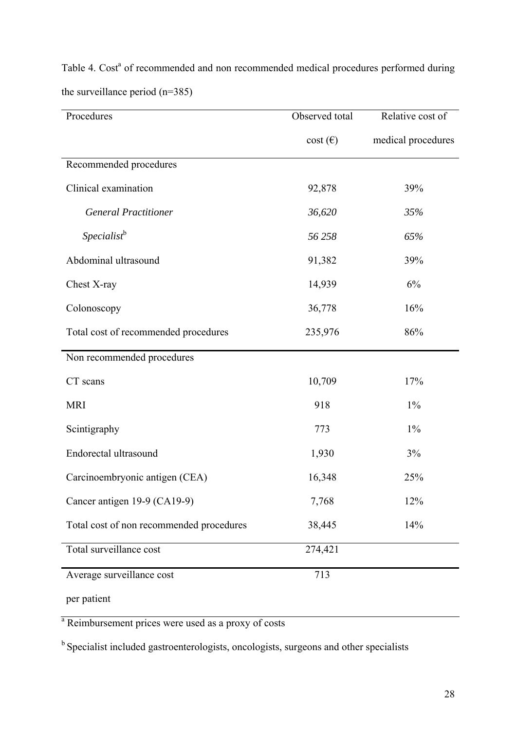Table 4. Cost[a] of recommended and non recommended medical procedures performed during the surveillance period (n=385)

| Procedures | Observed total cost (€) | Relative cost of medical procedures |
|---|---|---|
| Recommended procedures | | |
| Clinical examination | 92,878 | 39% |
| *General Practitioner* | *36,620* | *35%* |
| *Specialist*[b] | *56 258* | *65%* |
| Abdominal ultrasound | 91,382 | 39% |
| Chest X-ray | 14,939 | 6% |
| Colonoscopy | 36,778 | 16% |
| Total cost of recommended procedures | 235,976 | 86% |
| Non recommended procedures | | |
| CT scans | 10,709 | 17% |
| MRI | 918 | 1% |
| Scintigraphy | 773 | 1% |
| Endorectal ultrasound | 1,930 | 3% |
| Carcinoembryonic antigen (CEA) | 16,348 | 25% |
| Cancer antigen 19-9 (CA19-9) | 7,768 | 12% |
| Total cost of non recommended procedures | 38,445 | 14% |
| Total surveillance cost | 274,421 | |
| Average surveillance cost per patient | 713 | |

[a] Reimbursement prices were used as a proxy of costs

[b] Specialist included gastroenterologists, oncologists, surgeons and other specialists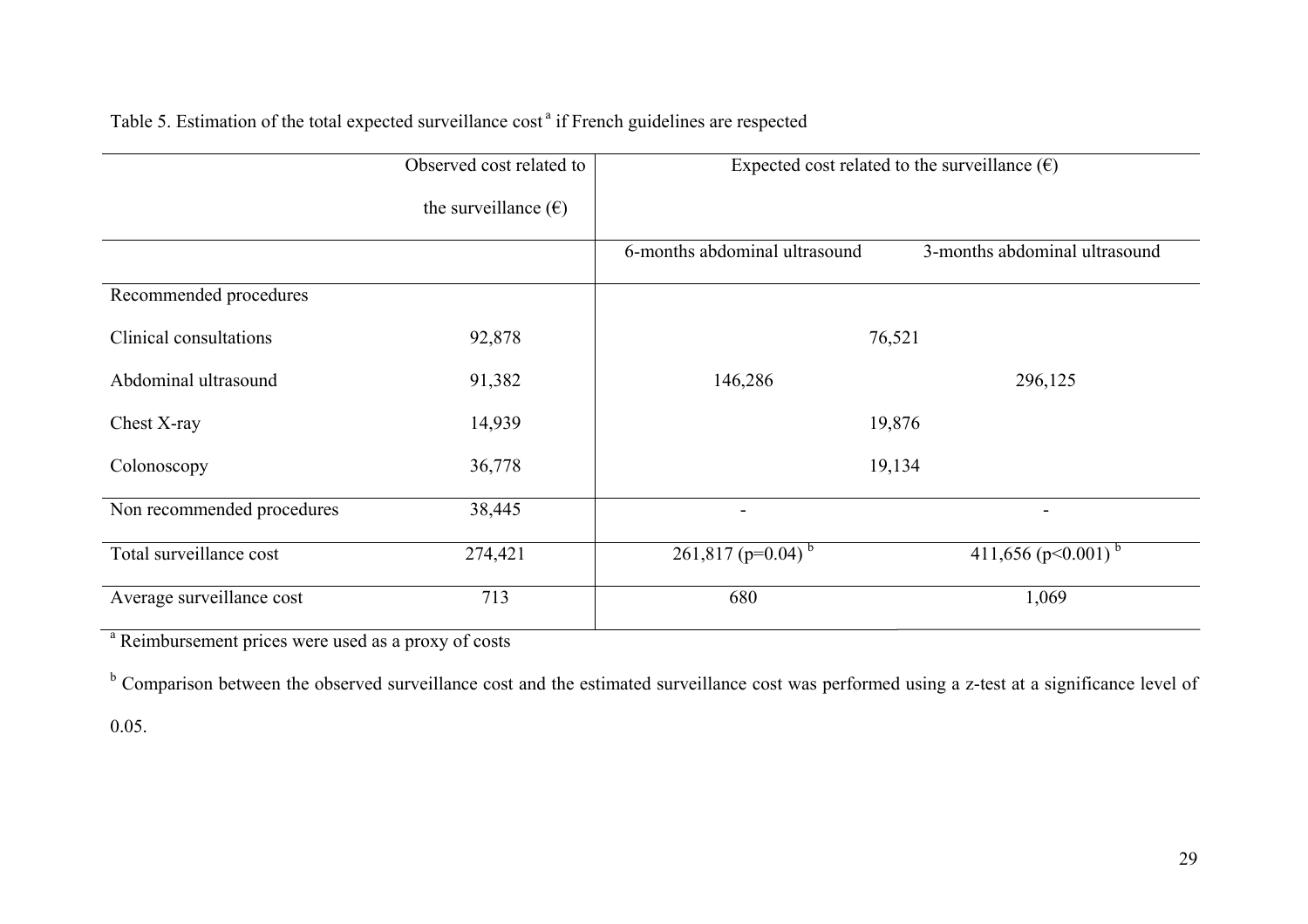Table 5. Estimation of the total expected surveillance cost [a] if French guidelines are respected

| | Observed cost related to the surveillance (€) | Expected cost related to the surveillance (€) | |
|---|---|---|---|
| | | 6-months abdominal ultrasound | 3-months abdominal ultrasound |
| Recommended procedures | | | |
| Clinical consultations | 92,878 | 76,521 | |
| Abdominal ultrasound | 91,382 | 146,286 | 296,125 |
| Chest X-ray | 14,939 | 19,876 | |
| Colonoscopy | 36,778 | 19,134 | |
| Non recommended procedures | 38,445 | - | - |
| Total surveillance cost | 274,421 | 261,817 ($p=0.04$) [b] | 411,656 ($p<0.001$) [b] |
| Average surveillance cost | 713 | 680 | 1,069 |

[a] Reimbursement prices were used as a proxy of costs

[b] Comparison between the observed surveillance cost and the estimated surveillance cost was performed using a z-test at a significance level of 0.05.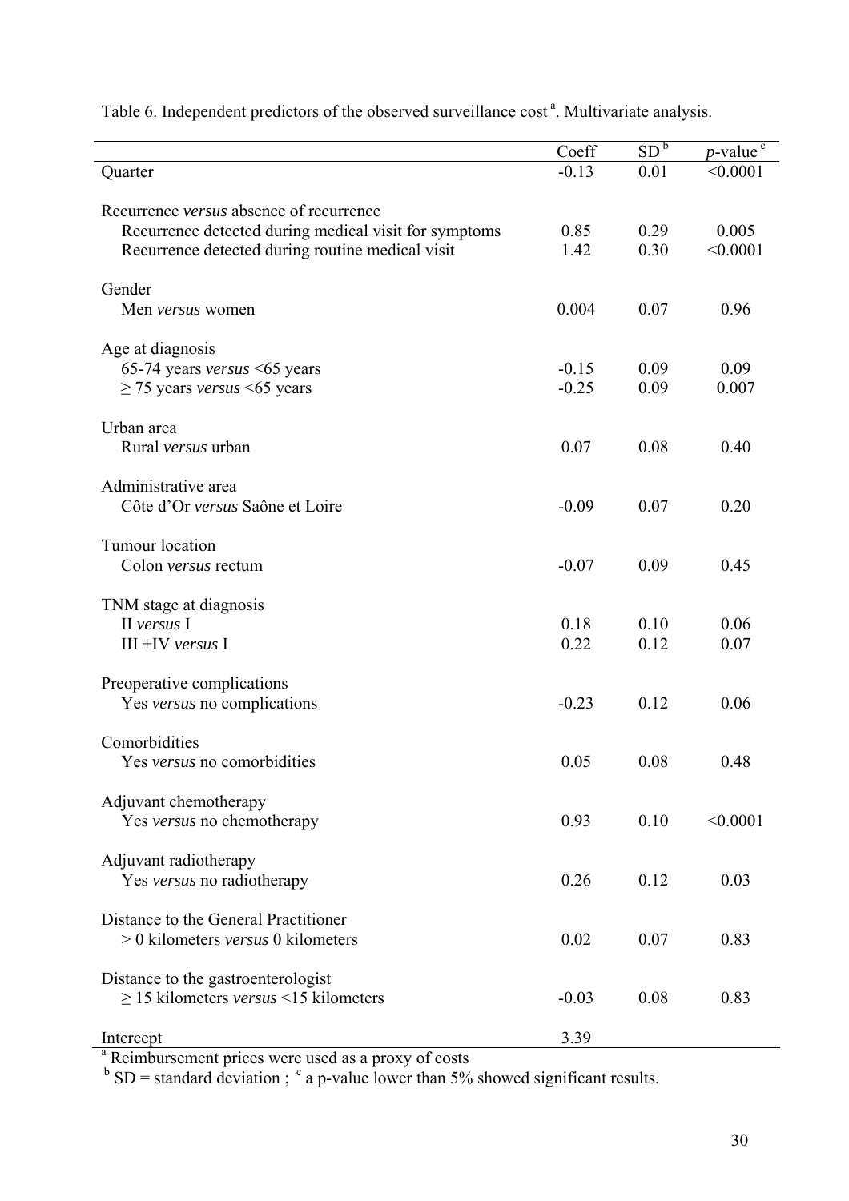Table 6. Independent predictors of the observed surveillance cost [a]. Multivariate analysis.

| | Coeff | SD [b] | *p*-value [c] |
|---|---|---|---|
| Quarter | -0.13 | 0.01 | <0.0001 |
| Recurrence *versus* absence of recurrence | | | |
| Recurrence detected during medical visit for symptoms | 0.85 | 0.29 | 0.005 |
| Recurrence detected during routine medical visit | 1.42 | 0.30 | <0.0001 |
| Gender | | | |
| Men *versus* women | 0.004 | 0.07 | 0.96 |
| Age at diagnosis | | | |
| 65-74 years *versus* <65 years | -0.15 | 0.09 | 0.09 |
| ≥ 75 years *versus* <65 years | -0.25 | 0.09 | 0.007 |
| Urban area | | | |
| Rural *versus* urban | 0.07 | 0.08 | 0.40 |
| Administrative area | | | |
| Côte d'Or *versus* Saône et Loire | -0.09 | 0.07 | 0.20 |
| Tumour location | | | |
| Colon *versus* rectum | -0.07 | 0.09 | 0.45 |
| TNM stage at diagnosis | | | |
| II *versus* I | 0.18 | 0.10 | 0.06 |
| III +IV *versus* I | 0.22 | 0.12 | 0.07 |
| Preoperative complications | | | |
| Yes *versus* no complications | -0.23 | 0.12 | 0.06 |
| Comorbidities | | | |
| Yes *versus* no comorbidities | 0.05 | 0.08 | 0.48 |
| Adjuvant chemotherapy | | | |
| Yes *versus* no chemotherapy | 0.93 | 0.10 | <0.0001 |
| Adjuvant radiotherapy | | | |
| Yes *versus* no radiotherapy | 0.26 | 0.12 | 0.03 |
| Distance to the General Practitioner | | | |
| > 0 kilometers *versus* 0 kilometers | 0.02 | 0.07 | 0.83 |
| Distance to the gastroenterologist | | | |
| ≥ 15 kilometers *versus* <15 kilometers | -0.03 | 0.08 | 0.83 |
| Intercept | 3.39 | | |

[a] Reimbursement prices were used as a proxy of costs

[b] SD = standard deviation ; [c] a p-value lower than 5% showed significant results.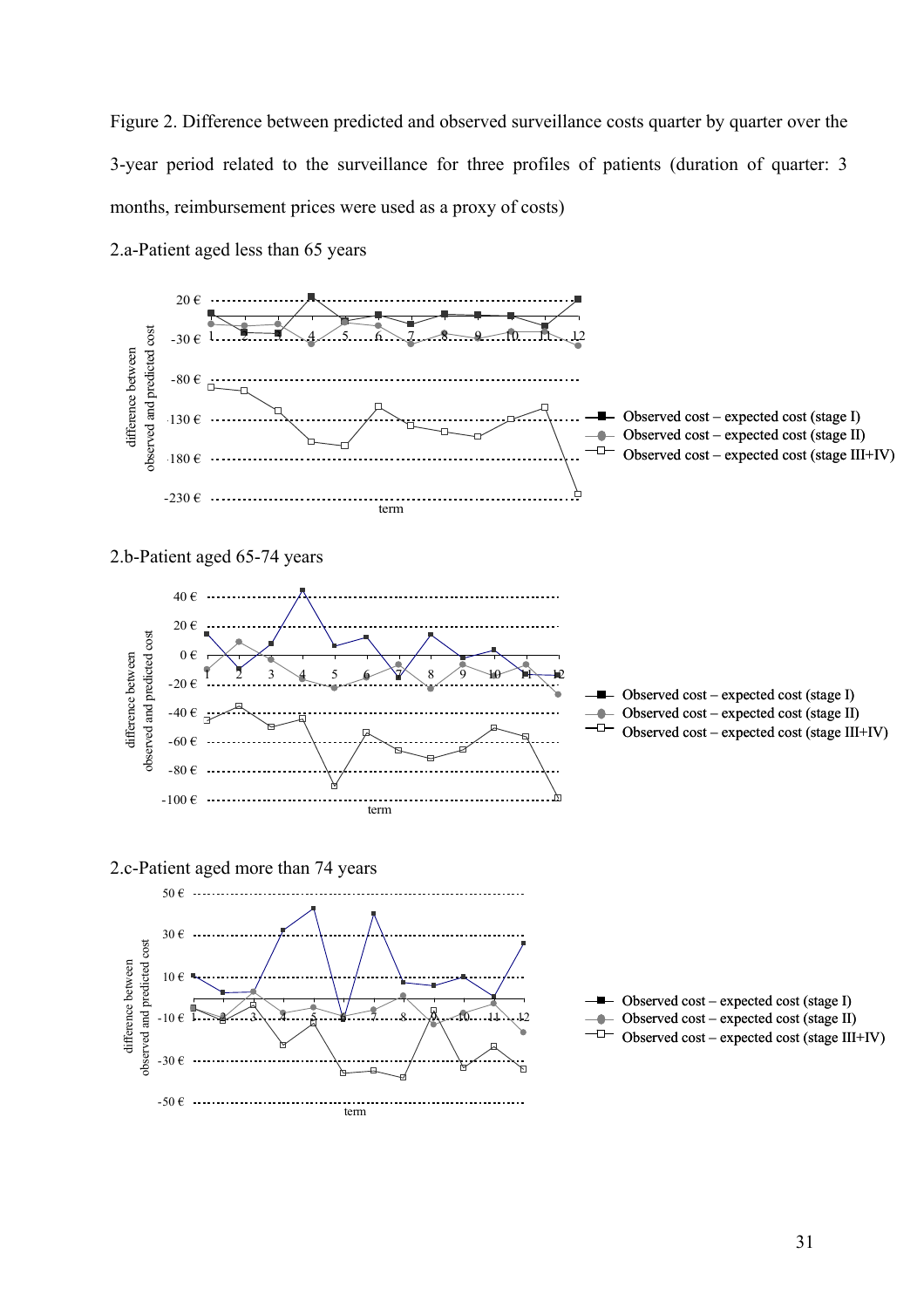Figure 2. Difference between predicted and observed surveillance costs quarter by quarter over the 3-year period related to the surveillance for three profiles of patients (duration of quarter: 3 months, reimbursement prices were used as a proxy of costs)

2.a-Patient aged less than 65 years

2.b-Patient aged 65-74 years

2.c-Patient aged more than 74 years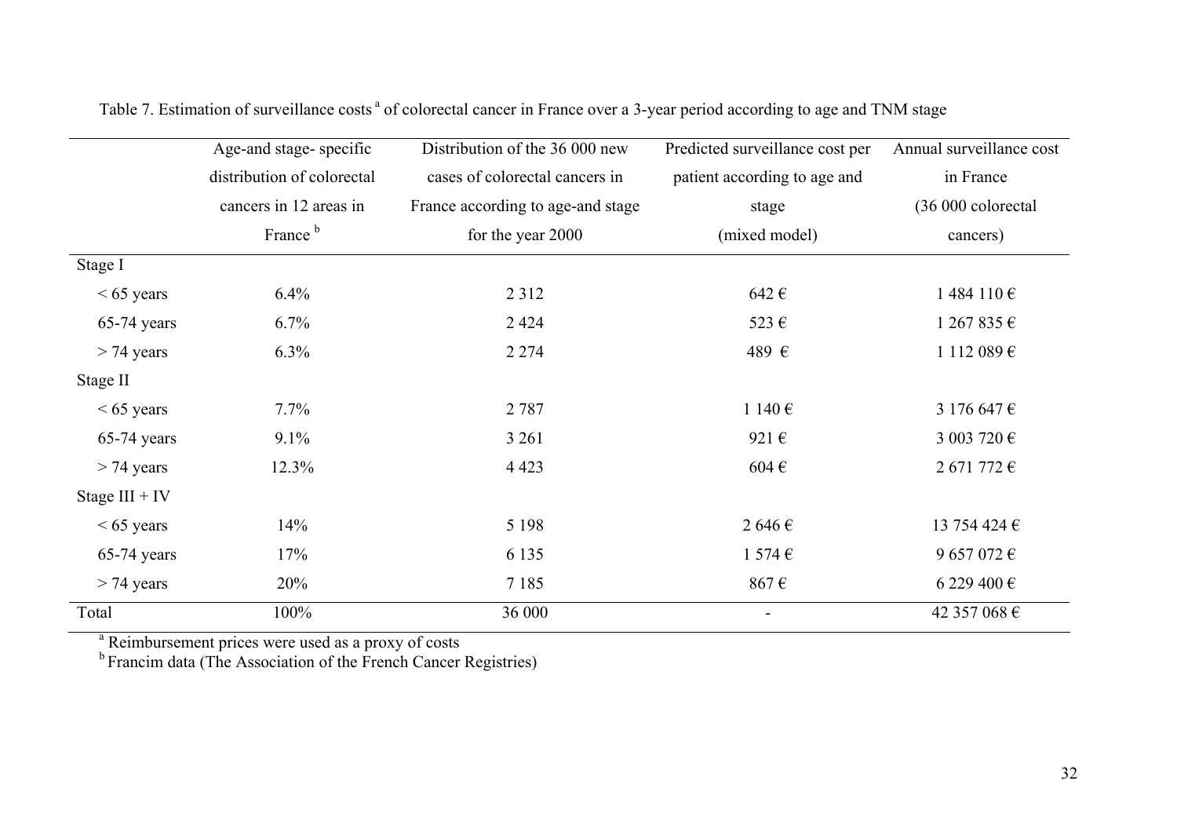Table 7. Estimation of surveillance costs[a] of colorectal cancer in France over a 3-year period according to age and TNM stage

| | Age-and stage- specific distribution of colorectal cancers in 12 areas in France[b] | Distribution of the 36 000 new cases of colorectal cancers in France according to age-and stage for the year 2000 | Predicted surveillance cost per patient according to age and stage (mixed model) | Annual surveillance cost in France (36 000 colorectal cancers) |
|---|---|---|---|---|
| Stage I | | | | |
| < 65 years | 6.4% | 2 312 | 642 € | 1 484 110 € |
| 65-74 years | 6.7% | 2 424 | 523 € | 1 267 835 € |
| > 74 years | 6.3% | 2 274 | 489 € | 1 112 089 € |
| Stage II | | | | |
| < 65 years | 7.7% | 2 787 | 1 140 € | 3 176 647 € |
| 65-74 years | 9.1% | 3 261 | 921 € | 3 003 720 € |
| > 74 years | 12.3% | 4 423 | 604 € | 2 671 772 € |
| Stage III + IV | | | | |
| < 65 years | 14% | 5 198 | 2 646 € | 13 754 424 € |
| 65-74 years | 17% | 6 135 | 1 574 € | 9 657 072 € |
| > 74 years | 20% | 7 185 | 867 € | 6 229 400 € |
| Total | 100% | 36 000 | - | 42 357 068 € |

[a] Reimbursement prices were used as a proxy of costs
[b] Francim data (The Association of the French Cancer Registries)